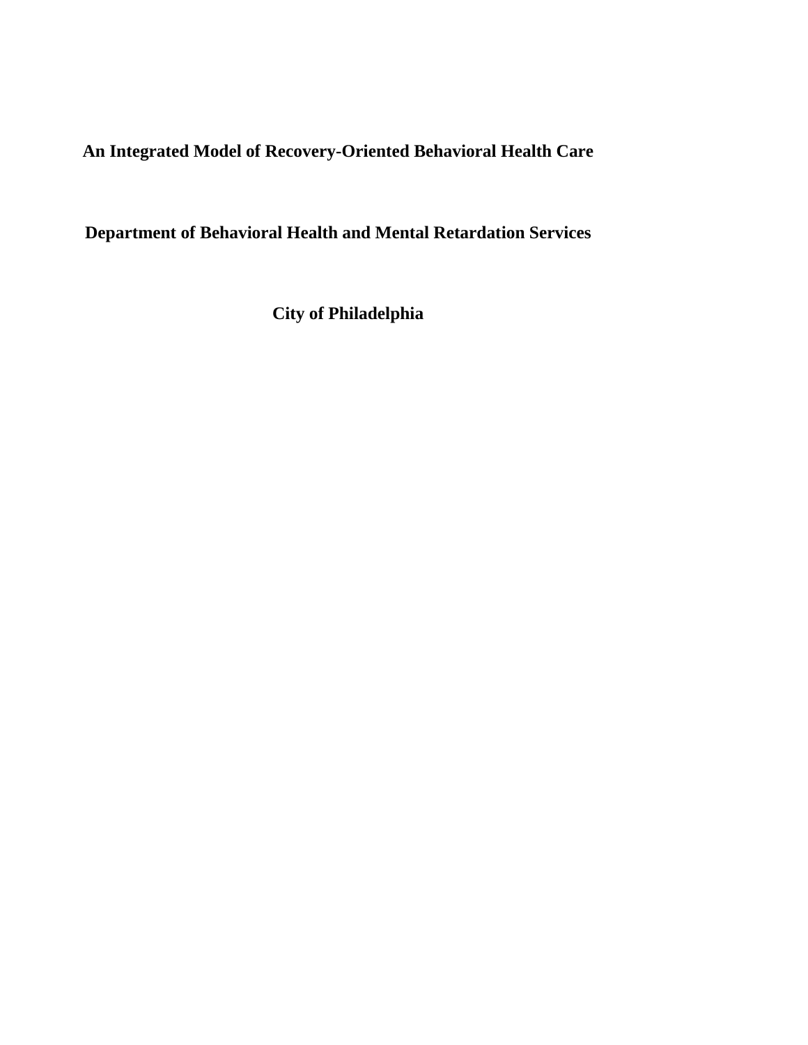# An Integrated Model of Recovery-Oriented Behavioral Health Care

## Department of Behavioral Health and Mental Retardation Services

## City of Philadelphia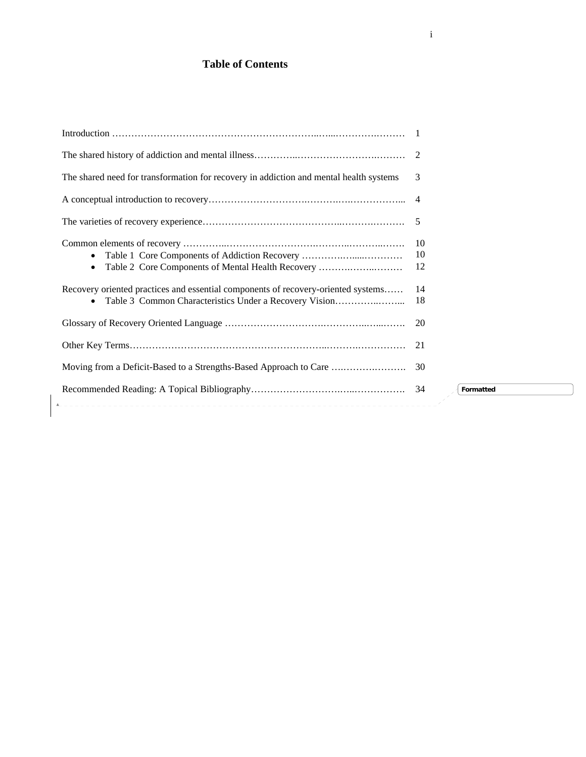# Table of Contents

| | |
|---|---|
| Introduction | 1 |
| The shared history of addiction and mental illness | 2 |
| The shared need for transformation for recovery in addiction and mental health systems | 3 |
| A conceptual introduction to recovery | 4 |
| The varieties of recovery experience | 5 |
| Common elements of recovery | 10 |
| • Table 1 Core Components of Addiction Recovery | 10 |
| • Table 2 Core Components of Mental Health Recovery | 12 |
| Recovery oriented practices and essential components of recovery-oriented systems | 14 |
| • Table 3 Common Characteristics Under a Recovery Vision | 18 |
| Glossary of Recovery Oriented Language | 20 |
| Other Key Terms | 21 |
| Moving from a Deficit-Based to a Strengths-Based Approach to Care | 30 |
| Recommended Reading: A Topical Bibliography | 34 |

Formatted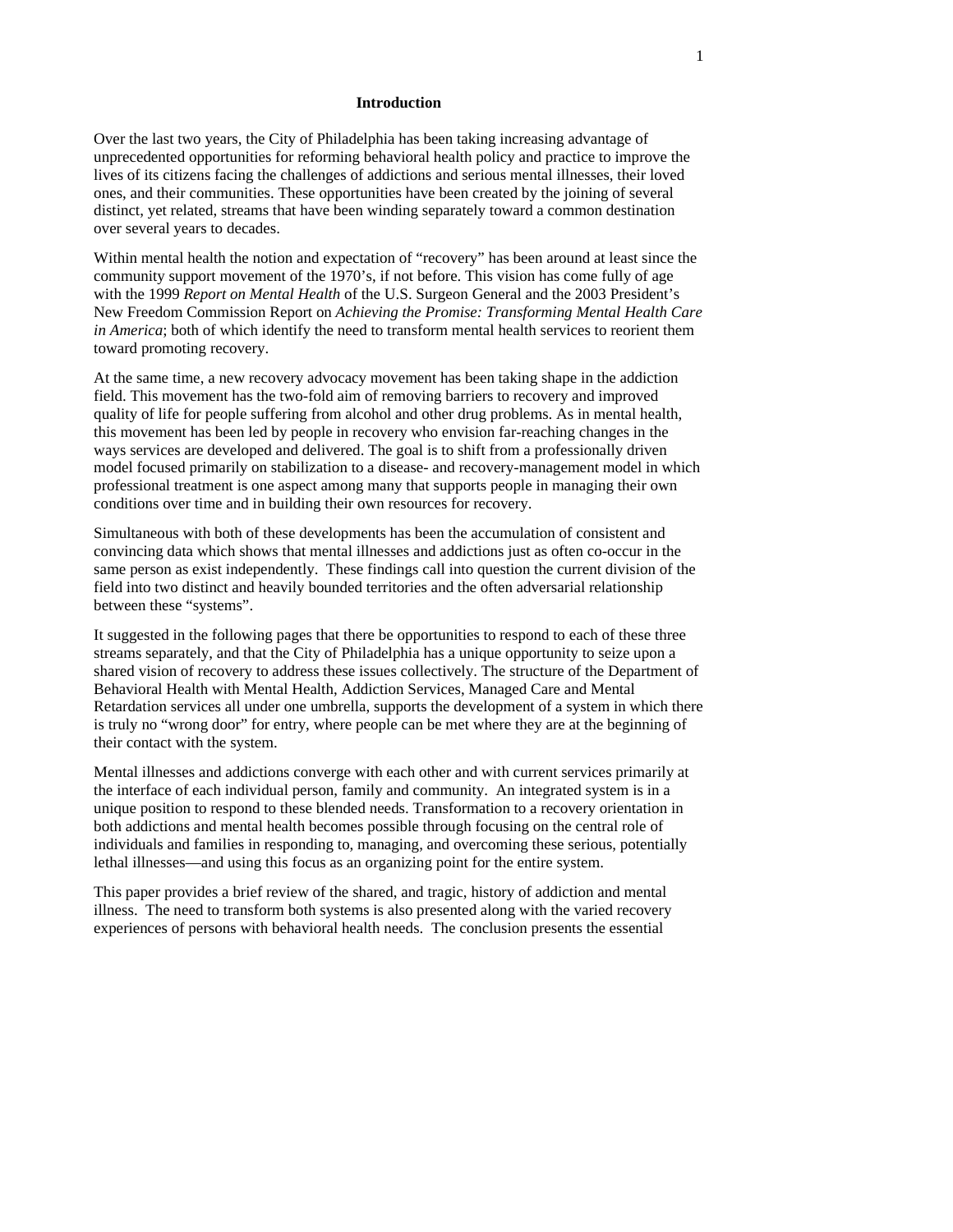## Introduction

Over the last two years, the City of Philadelphia has been taking increasing advantage of unprecedented opportunities for reforming behavioral health policy and practice to improve the lives of its citizens facing the challenges of addictions and serious mental illnesses, their loved ones, and their communities. These opportunities have been created by the joining of several distinct, yet related, streams that have been winding separately toward a common destination over several years to decades.

Within mental health the notion and expectation of "recovery" has been around at least since the community support movement of the 1970's, if not before. This vision has come fully of age with the 1999 *Report on Mental Health* of the U.S. Surgeon General and the 2003 President's New Freedom Commission Report on *Achieving the Promise: Transforming Mental Health Care in America*; both of which identify the need to transform mental health services to reorient them toward promoting recovery.

At the same time, a new recovery advocacy movement has been taking shape in the addiction field. This movement has the two-fold aim of removing barriers to recovery and improved quality of life for people suffering from alcohol and other drug problems. As in mental health, this movement has been led by people in recovery who envision far-reaching changes in the ways services are developed and delivered. The goal is to shift from a professionally driven model focused primarily on stabilization to a disease- and recovery-management model in which professional treatment is one aspect among many that supports people in managing their own conditions over time and in building their own resources for recovery.

Simultaneous with both of these developments has been the accumulation of consistent and convincing data which shows that mental illnesses and addictions just as often co-occur in the same person as exist independently. These findings call into question the current division of the field into two distinct and heavily bounded territories and the often adversarial relationship between these "systems".

It suggested in the following pages that there be opportunities to respond to each of these three streams separately, and that the City of Philadelphia has a unique opportunity to seize upon a shared vision of recovery to address these issues collectively. The structure of the Department of Behavioral Health with Mental Health, Addiction Services, Managed Care and Mental Retardation services all under one umbrella, supports the development of a system in which there is truly no "wrong door" for entry, where people can be met where they are at the beginning of their contact with the system.

Mental illnesses and addictions converge with each other and with current services primarily at the interface of each individual person, family and community. An integrated system is in a unique position to respond to these blended needs. Transformation to a recovery orientation in both addictions and mental health becomes possible through focusing on the central role of individuals and families in responding to, managing, and overcoming these serious, potentially lethal illnesses—and using this focus as an organizing point for the entire system.

This paper provides a brief review of the shared, and tragic, history of addiction and mental illness. The need to transform both systems is also presented along with the varied recovery experiences of persons with behavioral health needs. The conclusion presents the essential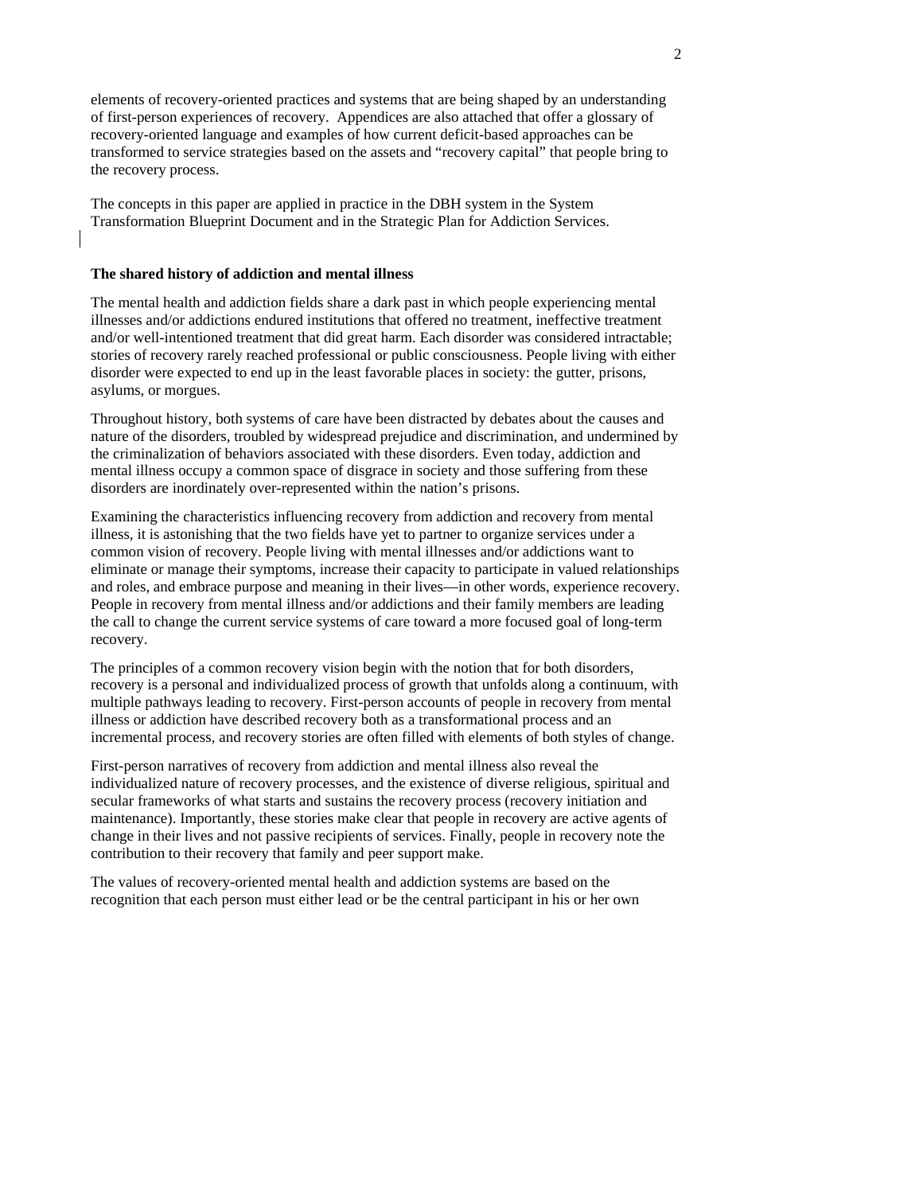elements of recovery-oriented practices and systems that are being shaped by an understanding of first-person experiences of recovery. Appendices are also attached that offer a glossary of recovery-oriented language and examples of how current deficit-based approaches can be transformed to service strategies based on the assets and "recovery capital" that people bring to the recovery process.

The concepts in this paper are applied in practice in the DBH system in the System Transformation Blueprint Document and in the Strategic Plan for Addiction Services.

**The shared history of addiction and mental illness**

The mental health and addiction fields share a dark past in which people experiencing mental illnesses and/or addictions endured institutions that offered no treatment, ineffective treatment and/or well-intentioned treatment that did great harm. Each disorder was considered intractable; stories of recovery rarely reached professional or public consciousness. People living with either disorder were expected to end up in the least favorable places in society: the gutter, prisons, asylums, or morgues.

Throughout history, both systems of care have been distracted by debates about the causes and nature of the disorders, troubled by widespread prejudice and discrimination, and undermined by the criminalization of behaviors associated with these disorders. Even today, addiction and mental illness occupy a common space of disgrace in society and those suffering from these disorders are inordinately over-represented within the nation's prisons.

Examining the characteristics influencing recovery from addiction and recovery from mental illness, it is astonishing that the two fields have yet to partner to organize services under a common vision of recovery. People living with mental illnesses and/or addictions want to eliminate or manage their symptoms, increase their capacity to participate in valued relationships and roles, and embrace purpose and meaning in their lives—in other words, experience recovery. People in recovery from mental illness and/or addictions and their family members are leading the call to change the current service systems of care toward a more focused goal of long-term recovery.

The principles of a common recovery vision begin with the notion that for both disorders, recovery is a personal and individualized process of growth that unfolds along a continuum, with multiple pathways leading to recovery. First-person accounts of people in recovery from mental illness or addiction have described recovery both as a transformational process and an incremental process, and recovery stories are often filled with elements of both styles of change.

First-person narratives of recovery from addiction and mental illness also reveal the individualized nature of recovery processes, and the existence of diverse religious, spiritual and secular frameworks of what starts and sustains the recovery process (recovery initiation and maintenance). Importantly, these stories make clear that people in recovery are active agents of change in their lives and not passive recipients of services. Finally, people in recovery note the contribution to their recovery that family and peer support make.

The values of recovery-oriented mental health and addiction systems are based on the recognition that each person must either lead or be the central participant in his or her own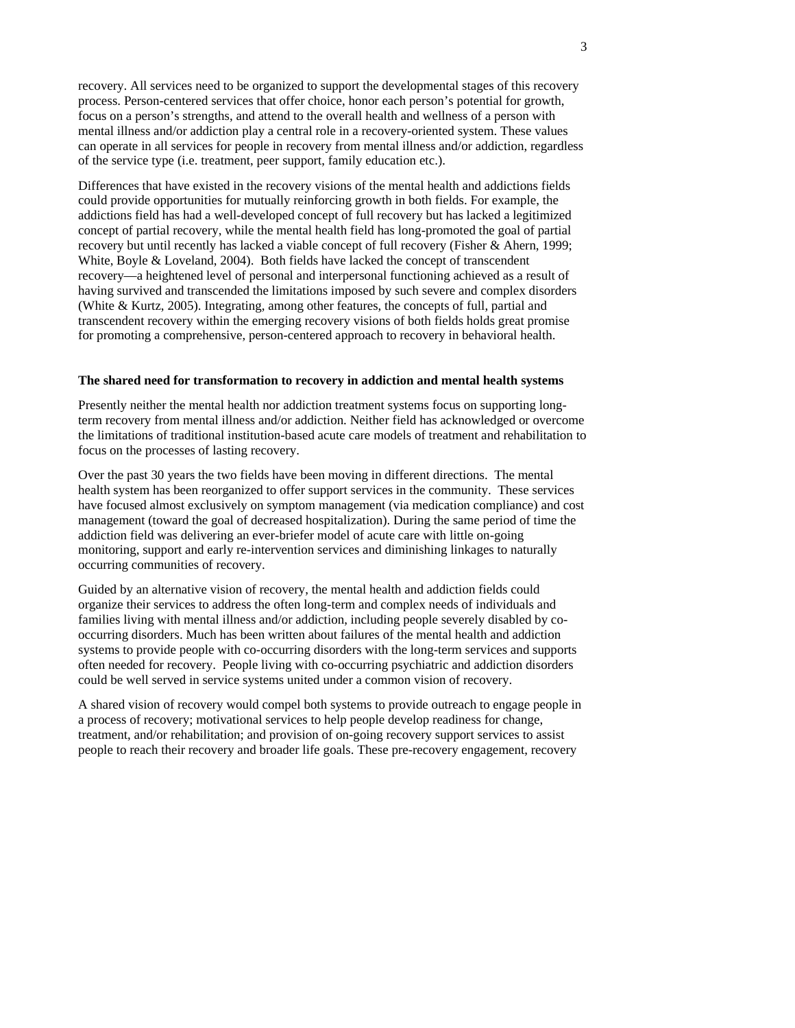recovery. All services need to be organized to support the developmental stages of this recovery process. Person-centered services that offer choice, honor each person's potential for growth, focus on a person's strengths, and attend to the overall health and wellness of a person with mental illness and/or addiction play a central role in a recovery-oriented system. These values can operate in all services for people in recovery from mental illness and/or addiction, regardless of the service type (i.e. treatment, peer support, family education etc.).

Differences that have existed in the recovery visions of the mental health and addictions fields could provide opportunities for mutually reinforcing growth in both fields. For example, the addictions field has had a well-developed concept of full recovery but has lacked a legitimized concept of partial recovery, while the mental health field has long-promoted the goal of partial recovery but until recently has lacked a viable concept of full recovery (Fisher & Ahern, 1999; White, Boyle & Loveland, 2004). Both fields have lacked the concept of transcendent recovery—a heightened level of personal and interpersonal functioning achieved as a result of having survived and transcended the limitations imposed by such severe and complex disorders (White & Kurtz, 2005). Integrating, among other features, the concepts of full, partial and transcendent recovery within the emerging recovery visions of both fields holds great promise for promoting a comprehensive, person-centered approach to recovery in behavioral health.

**The shared need for transformation to recovery in addiction and mental health systems**

Presently neither the mental health nor addiction treatment systems focus on supporting long-term recovery from mental illness and/or addiction. Neither field has acknowledged or overcome the limitations of traditional institution-based acute care models of treatment and rehabilitation to focus on the processes of lasting recovery.

Over the past 30 years the two fields have been moving in different directions. The mental health system has been reorganized to offer support services in the community. These services have focused almost exclusively on symptom management (via medication compliance) and cost management (toward the goal of decreased hospitalization). During the same period of time the addiction field was delivering an ever-briefer model of acute care with little on-going monitoring, support and early re-intervention services and diminishing linkages to naturally occurring communities of recovery.

Guided by an alternative vision of recovery, the mental health and addiction fields could organize their services to address the often long-term and complex needs of individuals and families living with mental illness and/or addiction, including people severely disabled by co-occurring disorders. Much has been written about failures of the mental health and addiction systems to provide people with co-occurring disorders with the long-term services and supports often needed for recovery. People living with co-occurring psychiatric and addiction disorders could be well served in service systems united under a common vision of recovery.

A shared vision of recovery would compel both systems to provide outreach to engage people in a process of recovery; motivational services to help people develop readiness for change, treatment, and/or rehabilitation; and provision of on-going recovery support services to assist people to reach their recovery and broader life goals. These pre-recovery engagement, recovery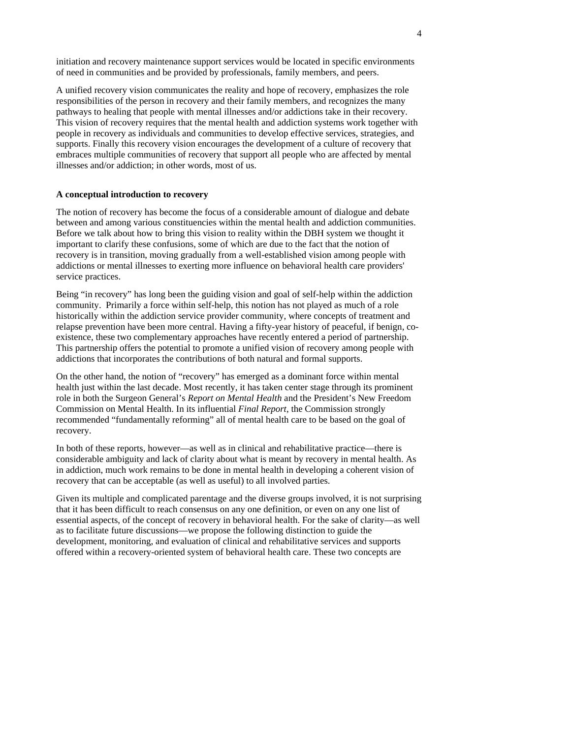initiation and recovery maintenance support services would be located in specific environments of need in communities and be provided by professionals, family members, and peers.

A unified recovery vision communicates the reality and hope of recovery, emphasizes the role responsibilities of the person in recovery and their family members, and recognizes the many pathways to healing that people with mental illnesses and/or addictions take in their recovery. This vision of recovery requires that the mental health and addiction systems work together with people in recovery as individuals and communities to develop effective services, strategies, and supports. Finally this recovery vision encourages the development of a culture of recovery that embraces multiple communities of recovery that support all people who are affected by mental illnesses and/or addiction; in other words, most of us.

**A conceptual introduction to recovery**

The notion of recovery has become the focus of a considerable amount of dialogue and debate between and among various constituencies within the mental health and addiction communities. Before we talk about how to bring this vision to reality within the DBH system we thought it important to clarify these confusions, some of which are due to the fact that the notion of recovery is in transition, moving gradually from a well-established vision among people with addictions or mental illnesses to exerting more influence on behavioral health care providers' service practices.

Being "in recovery" has long been the guiding vision and goal of self-help within the addiction community. Primarily a force within self-help, this notion has not played as much of a role historically within the addiction service provider community, where concepts of treatment and relapse prevention have been more central. Having a fifty-year history of peaceful, if benign, co-existence, these two complementary approaches have recently entered a period of partnership. This partnership offers the potential to promote a unified vision of recovery among people with addictions that incorporates the contributions of both natural and formal supports.

On the other hand, the notion of "recovery" has emerged as a dominant force within mental health just within the last decade. Most recently, it has taken center stage through its prominent role in both the Surgeon General's *Report on Mental Health* and the President's New Freedom Commission on Mental Health. In its influential *Final Report*, the Commission strongly recommended "fundamentally reforming" all of mental health care to be based on the goal of recovery.

In both of these reports, however—as well as in clinical and rehabilitative practice—there is considerable ambiguity and lack of clarity about what is meant by recovery in mental health. As in addiction, much work remains to be done in mental health in developing a coherent vision of recovery that can be acceptable (as well as useful) to all involved parties.

Given its multiple and complicated parentage and the diverse groups involved, it is not surprising that it has been difficult to reach consensus on any one definition, or even on any one list of essential aspects, of the concept of recovery in behavioral health. For the sake of clarity—as well as to facilitate future discussions—we propose the following distinction to guide the development, monitoring, and evaluation of clinical and rehabilitative services and supports offered within a recovery-oriented system of behavioral health care. These two concepts are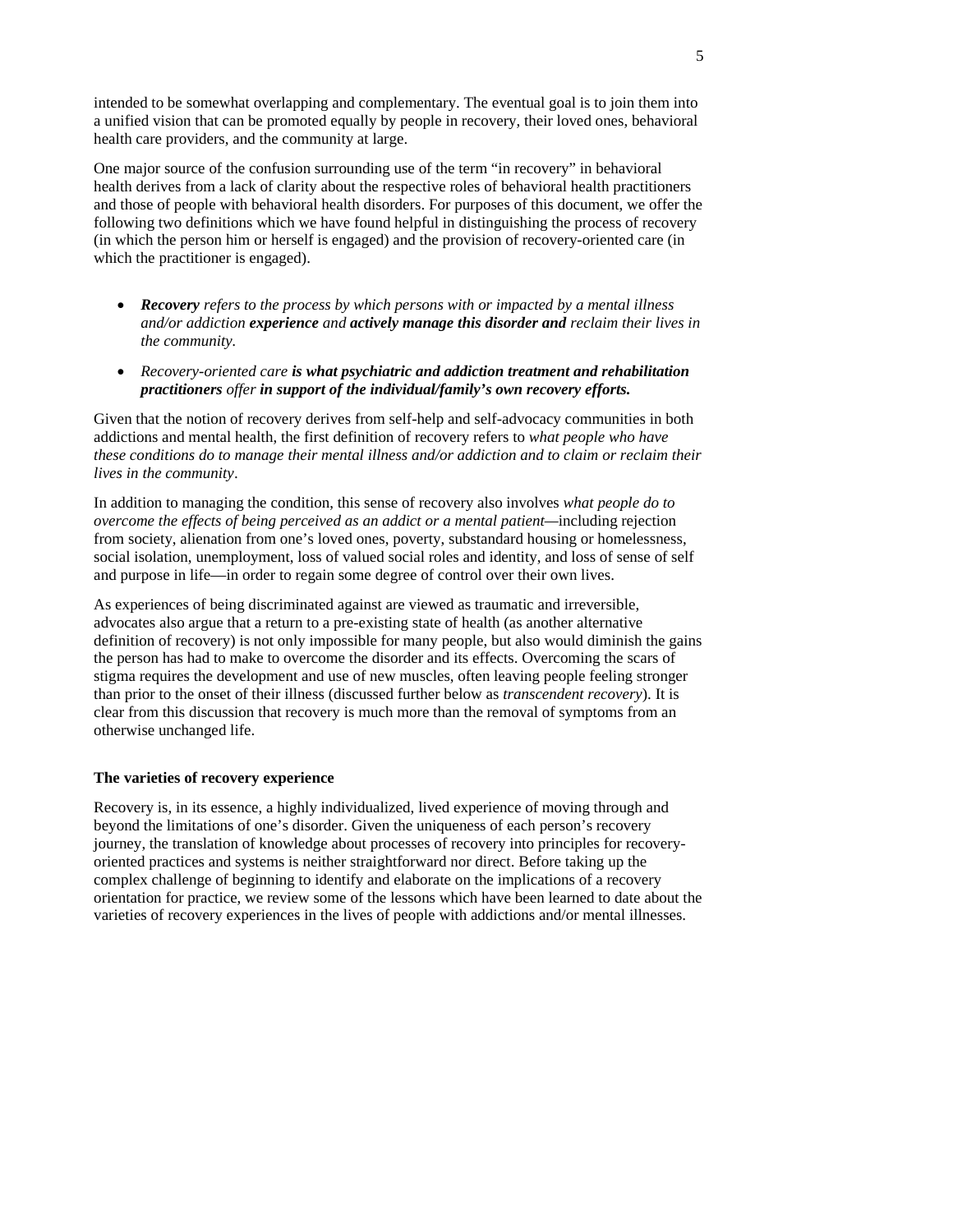intended to be somewhat overlapping and complementary. The eventual goal is to join them into a unified vision that can be promoted equally by people in recovery, their loved ones, behavioral health care providers, and the community at large.

One major source of the confusion surrounding use of the term "in recovery" in behavioral health derives from a lack of clarity about the respective roles of behavioral health practitioners and those of people with behavioral health disorders. For purposes of this document, we offer the following two definitions which we have found helpful in distinguishing the process of recovery (in which the person him or herself is engaged) and the provision of recovery-oriented care (in which the practitioner is engaged).

- ***Recovery*** *refers to the process by which persons with or impacted by a mental illness and/or addiction* ***experience*** *and* ***actively manage this disorder and*** *reclaim their lives in the community.*
- *Recovery-oriented care* ***is what psychiatric and addiction treatment and rehabilitation practitioners*** *offer* ***in support of the individual/family's own recovery efforts.***

Given that the notion of recovery derives from self-help and self-advocacy communities in both addictions and mental health, the first definition of recovery refers to *what people who have these conditions do to manage their mental illness and/or addiction and to claim or reclaim their lives in the community*.

In addition to managing the condition, this sense of recovery also involves *what people do to overcome the effects of being perceived as an addict or a mental patient*—including rejection from society, alienation from one's loved ones, poverty, substandard housing or homelessness, social isolation, unemployment, loss of valued social roles and identity, and loss of sense of self and purpose in life—in order to regain some degree of control over their own lives.

As experiences of being discriminated against are viewed as traumatic and irreversible, advocates also argue that a return to a pre-existing state of health (as another alternative definition of recovery) is not only impossible for many people, but also would diminish the gains the person has had to make to overcome the disorder and its effects. Overcoming the scars of stigma requires the development and use of new muscles, often leaving people feeling stronger than prior to the onset of their illness (discussed further below as *transcendent recovery*). It is clear from this discussion that recovery is much more than the removal of symptoms from an otherwise unchanged life.

**The varieties of recovery experience**

Recovery is, in its essence, a highly individualized, lived experience of moving through and beyond the limitations of one's disorder. Given the uniqueness of each person's recovery journey, the translation of knowledge about processes of recovery into principles for recovery-oriented practices and systems is neither straightforward nor direct. Before taking up the complex challenge of beginning to identify and elaborate on the implications of a recovery orientation for practice, we review some of the lessons which have been learned to date about the varieties of recovery experiences in the lives of people with addictions and/or mental illnesses.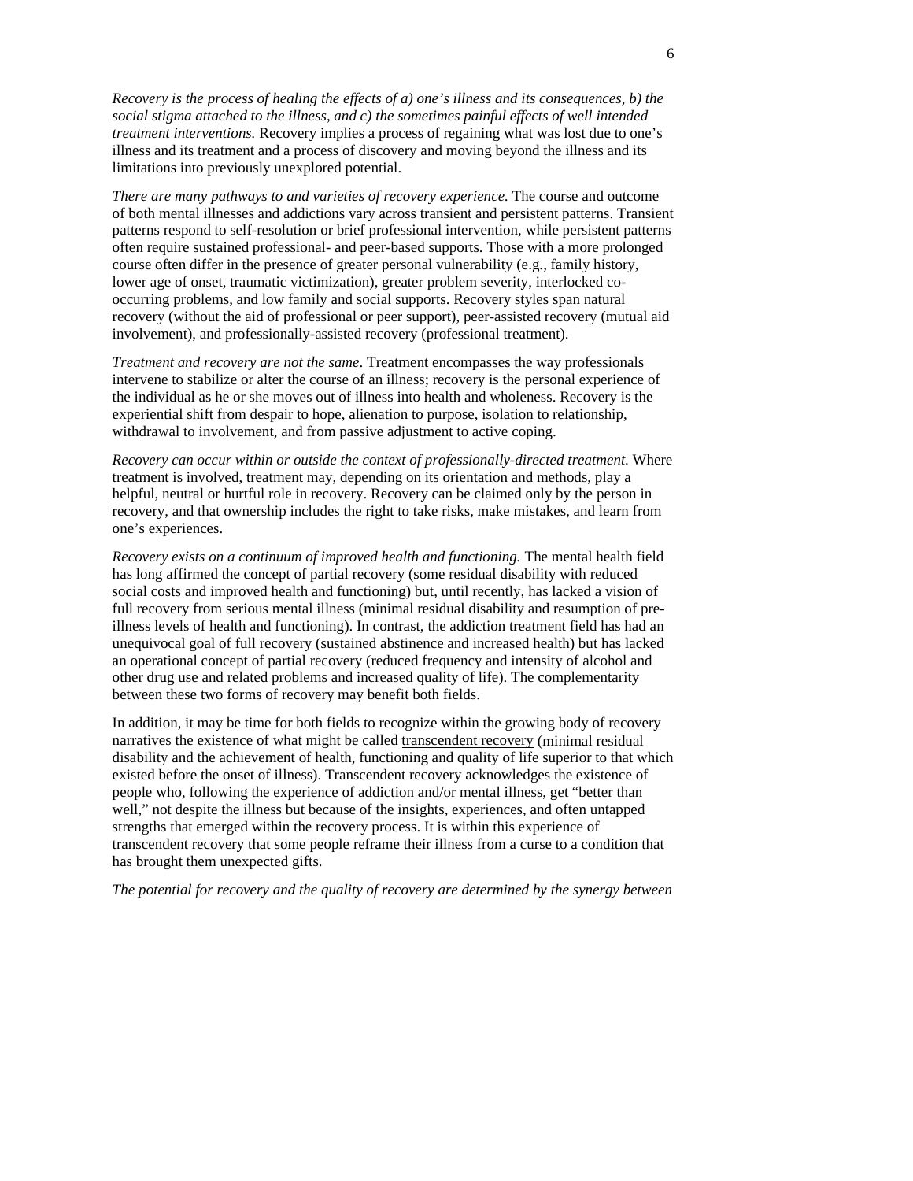*Recovery is the process of healing the effects of a) one's illness and its consequences, b) the social stigma attached to the illness, and c) the sometimes painful effects of well intended treatment interventions.* Recovery implies a process of regaining what was lost due to one's illness and its treatment and a process of discovery and moving beyond the illness and its limitations into previously unexplored potential.

*There are many pathways to and varieties of recovery experience.* The course and outcome of both mental illnesses and addictions vary across transient and persistent patterns. Transient patterns respond to self-resolution or brief professional intervention, while persistent patterns often require sustained professional- and peer-based supports. Those with a more prolonged course often differ in the presence of greater personal vulnerability (e.g., family history, lower age of onset, traumatic victimization), greater problem severity, interlocked co-occurring problems, and low family and social supports. Recovery styles span natural recovery (without the aid of professional or peer support), peer-assisted recovery (mutual aid involvement), and professionally-assisted recovery (professional treatment).

*Treatment and recovery are not the same*. Treatment encompasses the way professionals intervene to stabilize or alter the course of an illness; recovery is the personal experience of the individual as he or she moves out of illness into health and wholeness. Recovery is the experiential shift from despair to hope, alienation to purpose, isolation to relationship, withdrawal to involvement, and from passive adjustment to active coping.

*Recovery can occur within or outside the context of professionally-directed treatment.* Where treatment is involved, treatment may, depending on its orientation and methods, play a helpful, neutral or hurtful role in recovery. Recovery can be claimed only by the person in recovery, and that ownership includes the right to take risks, make mistakes, and learn from one's experiences.

*Recovery exists on a continuum of improved health and functioning.* The mental health field has long affirmed the concept of partial recovery (some residual disability with reduced social costs and improved health and functioning) but, until recently, has lacked a vision of full recovery from serious mental illness (minimal residual disability and resumption of pre-illness levels of health and functioning). In contrast, the addiction treatment field has had an unequivocal goal of full recovery (sustained abstinence and increased health) but has lacked an operational concept of partial recovery (reduced frequency and intensity of alcohol and other drug use and related problems and increased quality of life). The complementarity between these two forms of recovery may benefit both fields.

In addition, it may be time for both fields to recognize within the growing body of recovery narratives the existence of what might be called transcendent recovery (minimal residual disability and the achievement of health, functioning and quality of life superior to that which existed before the onset of illness). Transcendent recovery acknowledges the existence of people who, following the experience of addiction and/or mental illness, get "better than well," not despite the illness but because of the insights, experiences, and often untapped strengths that emerged within the recovery process. It is within this experience of transcendent recovery that some people reframe their illness from a curse to a condition that has brought them unexpected gifts.

*The potential for recovery and the quality of recovery are determined by the synergy between*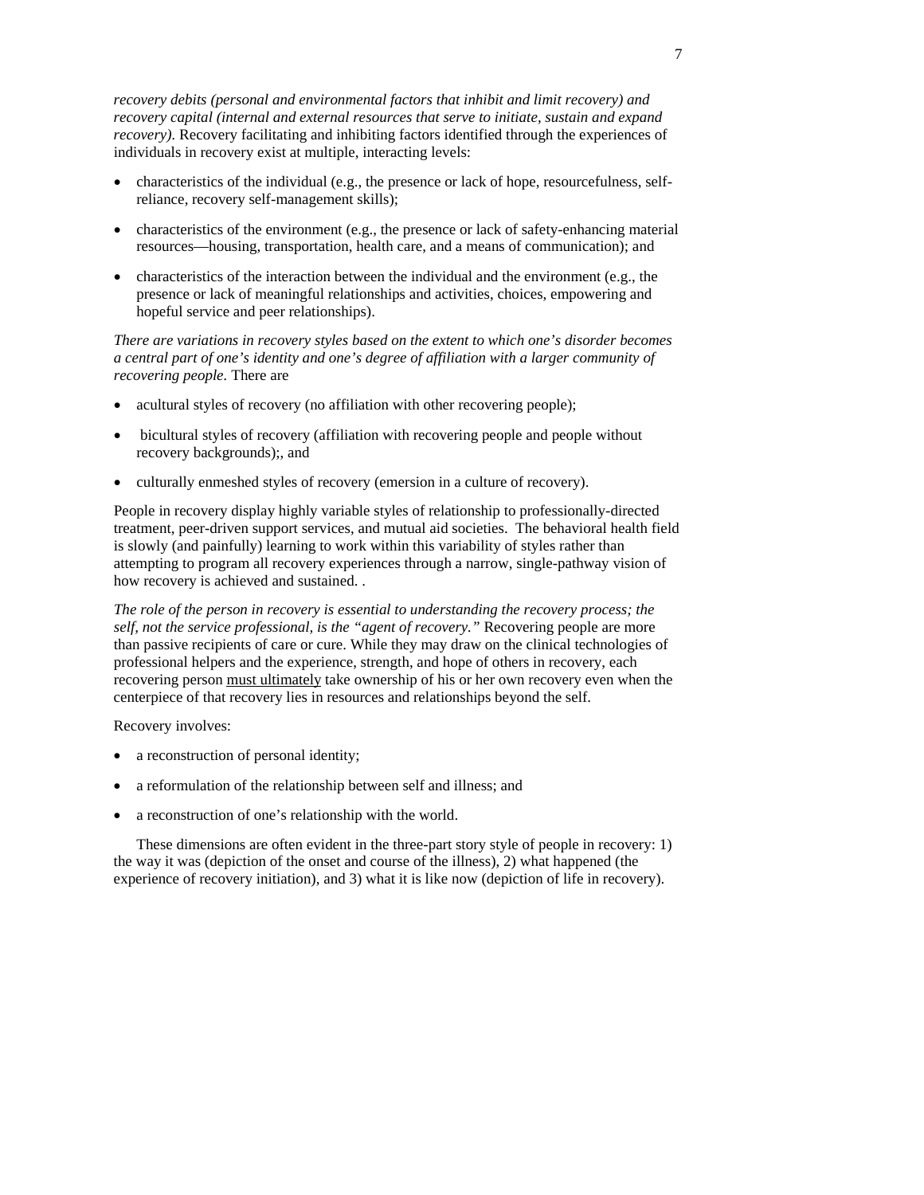*recovery debits (personal and environmental factors that inhibit and limit recovery) and recovery capital (internal and external resources that serve to initiate, sustain and expand recovery).* Recovery facilitating and inhibiting factors identified through the experiences of individuals in recovery exist at multiple, interacting levels:

- characteristics of the individual (e.g., the presence or lack of hope, resourcefulness, self-reliance, recovery self-management skills);
- characteristics of the environment (e.g., the presence or lack of safety-enhancing material resources—housing, transportation, health care, and a means of communication); and
- characteristics of the interaction between the individual and the environment (e.g., the presence or lack of meaningful relationships and activities, choices, empowering and hopeful service and peer relationships).

*There are variations in recovery styles based on the extent to which one's disorder becomes a central part of one's identity and one's degree of affiliation with a larger community of recovering people.* There are

- acultural styles of recovery (no affiliation with other recovering people);
- bicultural styles of recovery (affiliation with recovering people and people without recovery backgrounds);, and
- culturally enmeshed styles of recovery (emersion in a culture of recovery).

People in recovery display highly variable styles of relationship to professionally-directed treatment, peer-driven support services, and mutual aid societies. The behavioral health field is slowly (and painfully) learning to work within this variability of styles rather than attempting to program all recovery experiences through a narrow, single-pathway vision of how recovery is achieved and sustained. .

*The role of the person in recovery is essential to understanding the recovery process; the self, not the service professional, is the "agent of recovery."* Recovering people are more than passive recipients of care or cure. While they may draw on the clinical technologies of professional helpers and the experience, strength, and hope of others in recovery, each recovering person <u>must ultimately</u> take ownership of his or her own recovery even when the centerpiece of that recovery lies in resources and relationships beyond the self.

Recovery involves:

- a reconstruction of personal identity;
- a reformulation of the relationship between self and illness; and
- a reconstruction of one's relationship with the world.

These dimensions are often evident in the three-part story style of people in recovery: 1) the way it was (depiction of the onset and course of the illness), 2) what happened (the experience of recovery initiation), and 3) what it is like now (depiction of life in recovery).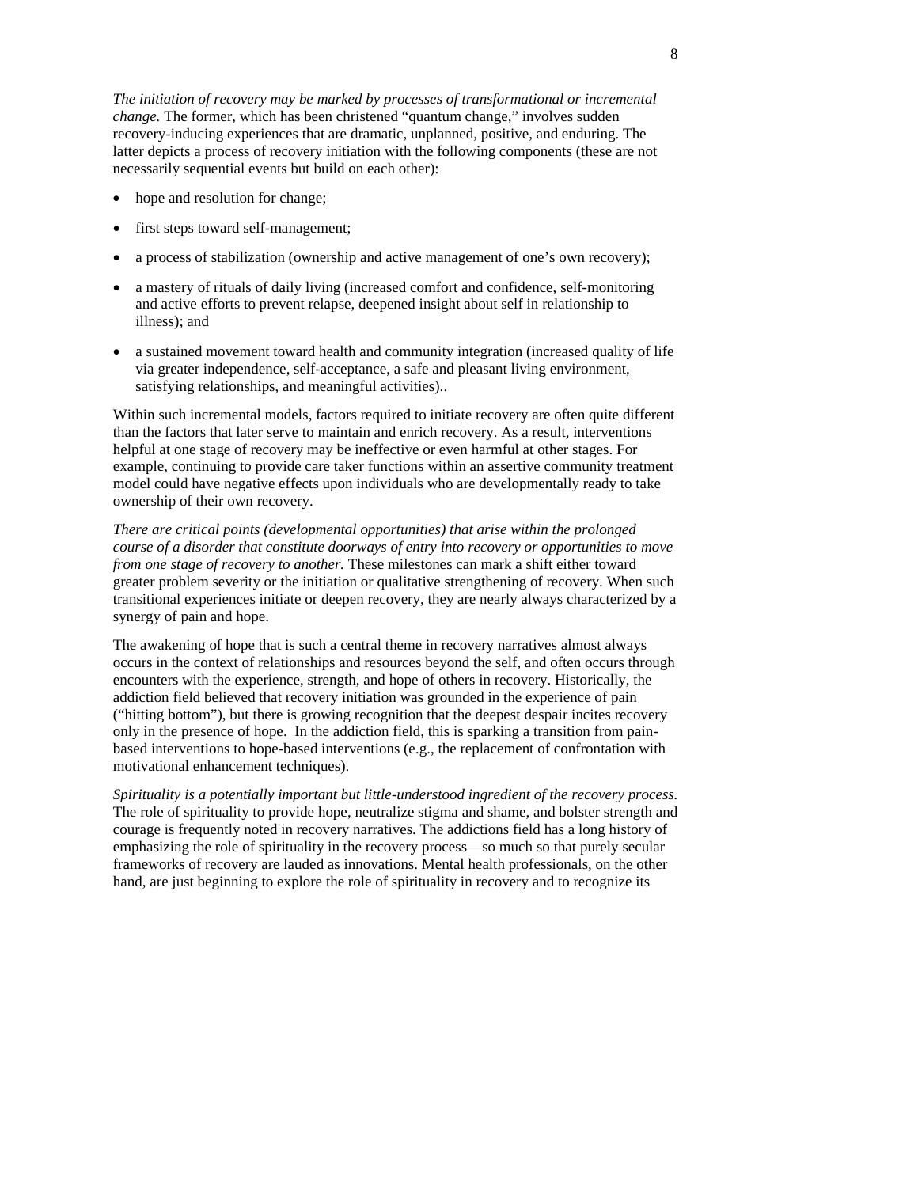*The initiation of recovery may be marked by processes of transformational or incremental change.* The former, which has been christened "quantum change," involves sudden recovery-inducing experiences that are dramatic, unplanned, positive, and enduring. The latter depicts a process of recovery initiation with the following components (these are not necessarily sequential events but build on each other):

- hope and resolution for change;
- first steps toward self-management;
- a process of stabilization (ownership and active management of one's own recovery);
- a mastery of rituals of daily living (increased comfort and confidence, self-monitoring and active efforts to prevent relapse, deepened insight about self in relationship to illness); and
- a sustained movement toward health and community integration (increased quality of life via greater independence, self-acceptance, a safe and pleasant living environment, satisfying relationships, and meaningful activities)..

Within such incremental models, factors required to initiate recovery are often quite different than the factors that later serve to maintain and enrich recovery. As a result, interventions helpful at one stage of recovery may be ineffective or even harmful at other stages. For example, continuing to provide care taker functions within an assertive community treatment model could have negative effects upon individuals who are developmentally ready to take ownership of their own recovery.

*There are critical points (developmental opportunities) that arise within the prolonged course of a disorder that constitute doorways of entry into recovery or opportunities to move from one stage of recovery to another.* These milestones can mark a shift either toward greater problem severity or the initiation or qualitative strengthening of recovery. When such transitional experiences initiate or deepen recovery, they are nearly always characterized by a synergy of pain and hope.

The awakening of hope that is such a central theme in recovery narratives almost always occurs in the context of relationships and resources beyond the self, and often occurs through encounters with the experience, strength, and hope of others in recovery. Historically, the addiction field believed that recovery initiation was grounded in the experience of pain ("hitting bottom"), but there is growing recognition that the deepest despair incites recovery only in the presence of hope. In the addiction field, this is sparking a transition from pain-based interventions to hope-based interventions (e.g., the replacement of confrontation with motivational enhancement techniques).

*Spirituality is a potentially important but little-understood ingredient of the recovery process.* The role of spirituality to provide hope, neutralize stigma and shame, and bolster strength and courage is frequently noted in recovery narratives. The addictions field has a long history of emphasizing the role of spirituality in the recovery process—so much so that purely secular frameworks of recovery are lauded as innovations. Mental health professionals, on the other hand, are just beginning to explore the role of spirituality in recovery and to recognize its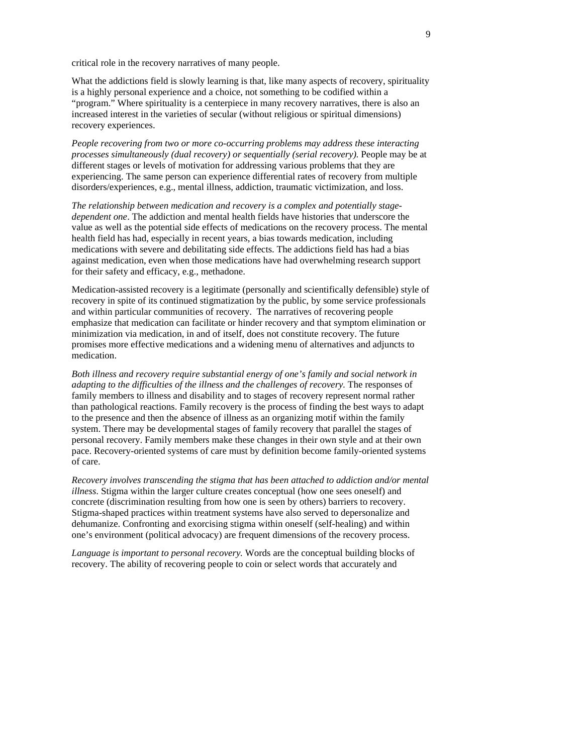critical role in the recovery narratives of many people.

What the addictions field is slowly learning is that, like many aspects of recovery, spirituality is a highly personal experience and a choice, not something to be codified within a "program." Where spirituality is a centerpiece in many recovery narratives, there is also an increased interest in the varieties of secular (without religious or spiritual dimensions) recovery experiences.

*People recovering from two or more co-occurring problems may address these interacting processes simultaneously (dual recovery) or sequentially (serial recovery).* People may be at different stages or levels of motivation for addressing various problems that they are experiencing. The same person can experience differential rates of recovery from multiple disorders/experiences, e.g., mental illness, addiction, traumatic victimization, and loss.

*The relationship between medication and recovery is a complex and potentially stage-dependent one*. The addiction and mental health fields have histories that underscore the value as well as the potential side effects of medications on the recovery process. The mental health field has had, especially in recent years, a bias towards medication, including medications with severe and debilitating side effects. The addictions field has had a bias against medication, even when those medications have had overwhelming research support for their safety and efficacy, e.g., methadone.

Medication-assisted recovery is a legitimate (personally and scientifically defensible) style of recovery in spite of its continued stigmatization by the public, by some service professionals and within particular communities of recovery. The narratives of recovering people emphasize that medication can facilitate or hinder recovery and that symptom elimination or minimization via medication, in and of itself, does not constitute recovery. The future promises more effective medications and a widening menu of alternatives and adjuncts to medication.

*Both illness and recovery require substantial energy of one's family and social network in adapting to the difficulties of the illness and the challenges of recovery.* The responses of family members to illness and disability and to stages of recovery represent normal rather than pathological reactions. Family recovery is the process of finding the best ways to adapt to the presence and then the absence of illness as an organizing motif within the family system. There may be developmental stages of family recovery that parallel the stages of personal recovery. Family members make these changes in their own style and at their own pace. Recovery-oriented systems of care must by definition become family-oriented systems of care.

*Recovery involves transcending the stigma that has been attached to addiction and/or mental illness.* Stigma within the larger culture creates conceptual (how one sees oneself) and concrete (discrimination resulting from how one is seen by others) barriers to recovery. Stigma-shaped practices within treatment systems have also served to depersonalize and dehumanize. Confronting and exorcising stigma within oneself (self-healing) and within one's environment (political advocacy) are frequent dimensions of the recovery process.

*Language is important to personal recovery.* Words are the conceptual building blocks of recovery. The ability of recovering people to coin or select words that accurately and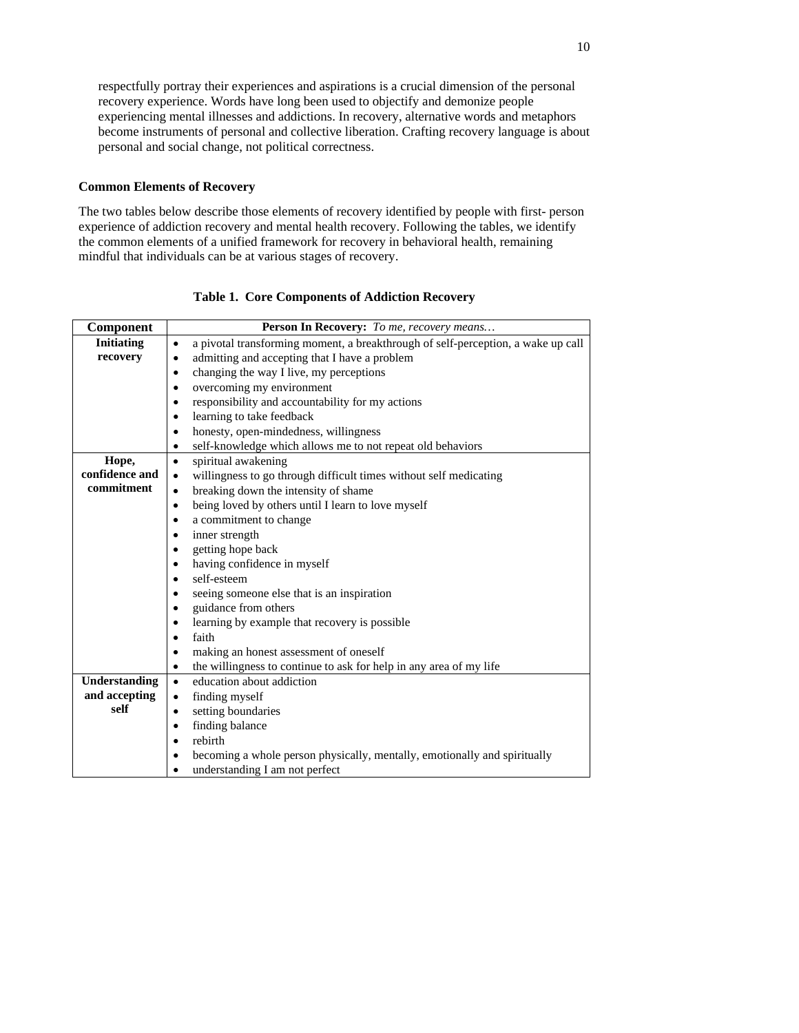respectfully portray their experiences and aspirations is a crucial dimension of the personal recovery experience. Words have long been used to objectify and demonize people experiencing mental illnesses and addictions. In recovery, alternative words and metaphors become instruments of personal and collective liberation. Crafting recovery language is about personal and social change, not political correctness.

### Common Elements of Recovery

The two tables below describe those elements of recovery identified by people with first- person experience of addiction recovery and mental health recovery. Following the tables, we identify the common elements of a unified framework for recovery in behavioral health, remaining mindful that individuals can be at various stages of recovery.

**Table 1. Core Components of Addiction Recovery**

| Component | **Person In Recovery:** *To me, recovery means…* |
|---|---|
| **Initiating recovery** | • a pivotal transforming moment, a breakthrough of self-perception, a wake up call<br>• admitting and accepting that I have a problem<br>• changing the way I live, my perceptions<br>• overcoming my environment<br>• responsibility and accountability for my actions<br>• learning to take feedback<br>• honesty, open-mindedness, willingness<br>• self-knowledge which allows me to not repeat old behaviors |
| **Hope, confidence and commitment** | • spiritual awakening<br>• willingness to go through difficult times without self medicating<br>• breaking down the intensity of shame<br>• being loved by others until I learn to love myself<br>• a commitment to change<br>• inner strength<br>• getting hope back<br>• having confidence in myself<br>• self-esteem<br>• seeing someone else that is an inspiration<br>• guidance from others<br>• learning by example that recovery is possible<br>• faith<br>• making an honest assessment of oneself<br>• the willingness to continue to ask for help in any area of my life |
| **Understanding and accepting self** | • education about addiction<br>• finding myself<br>• setting boundaries<br>• finding balance<br>• rebirth<br>• becoming a whole person physically, mentally, emotionally and spiritually<br>• understanding I am not perfect |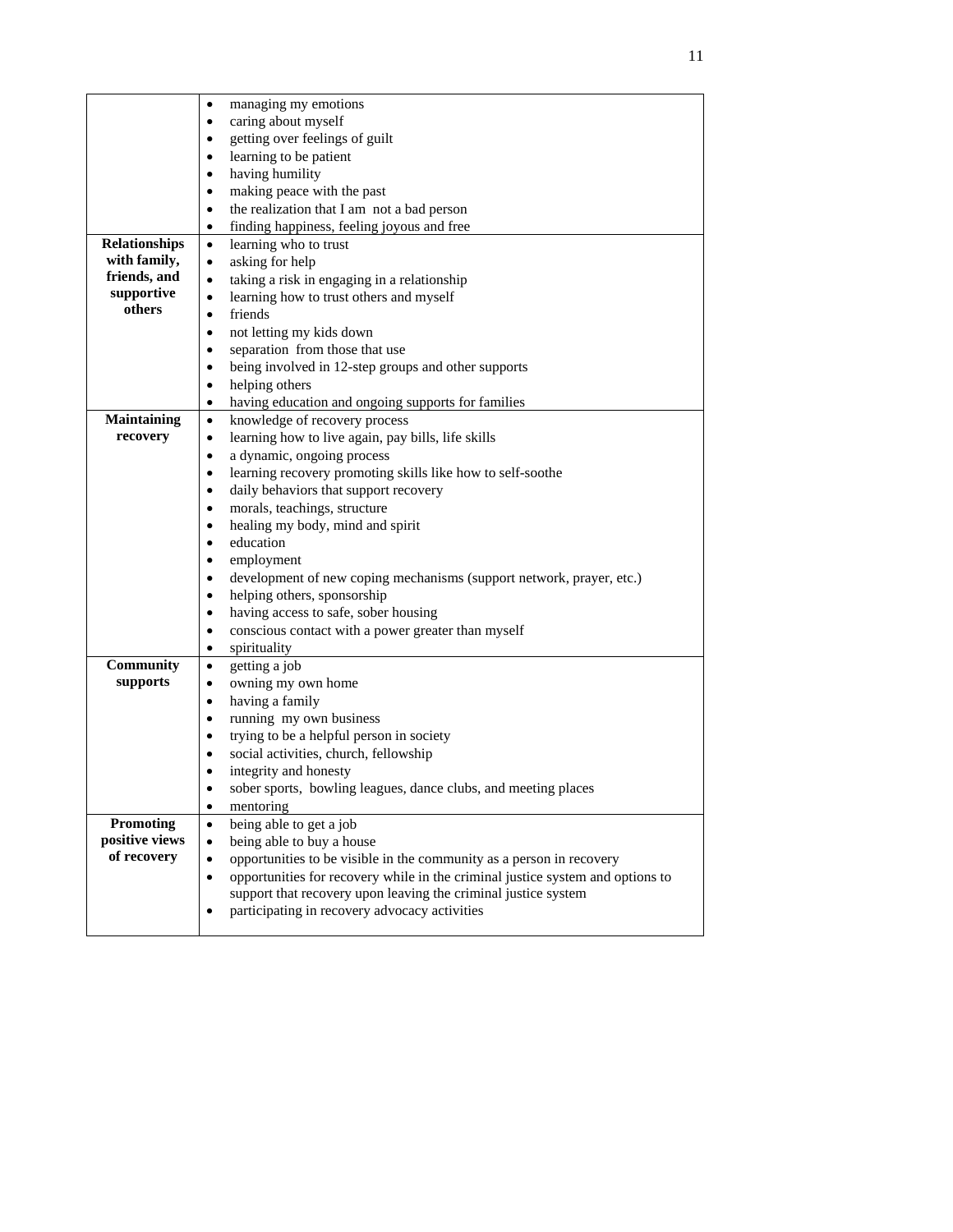| | |
|---|---|
| | • managing my emotions<br>• caring about myself<br>• getting over feelings of guilt<br>• learning to be patient<br>• having humility<br>• making peace with the past<br>• the realization that I am not a bad person<br>• finding happiness, feeling joyous and free |
| **Relationships with family, friends, and supportive others** | • learning who to trust<br>• asking for help<br>• taking a risk in engaging in a relationship<br>• learning how to trust others and myself<br>• friends<br>• not letting my kids down<br>• separation from those that use<br>• being involved in 12-step groups and other supports<br>• helping others<br>• having education and ongoing supports for families |
| **Maintaining recovery** | • knowledge of recovery process<br>• learning how to live again, pay bills, life skills<br>• a dynamic, ongoing process<br>• learning recovery promoting skills like how to self-soothe<br>• daily behaviors that support recovery<br>• morals, teachings, structure<br>• healing my body, mind and spirit<br>• education<br>• employment<br>• development of new coping mechanisms (support network, prayer, etc.)<br>• helping others, sponsorship<br>• having access to safe, sober housing<br>• conscious contact with a power greater than myself<br>• spirituality |
| **Community supports** | • getting a job<br>• owning my own home<br>• having a family<br>• running my own business<br>• trying to be a helpful person in society<br>• social activities, church, fellowship<br>• integrity and honesty<br>• sober sports, bowling leagues, dance clubs, and meeting places<br>• mentoring |
| **Promoting positive views of recovery** | • being able to get a job<br>• being able to buy a house<br>• opportunities to be visible in the community as a person in recovery<br>• opportunities for recovery while in the criminal justice system and options to support that recovery upon leaving the criminal justice system<br>• participating in recovery advocacy activities |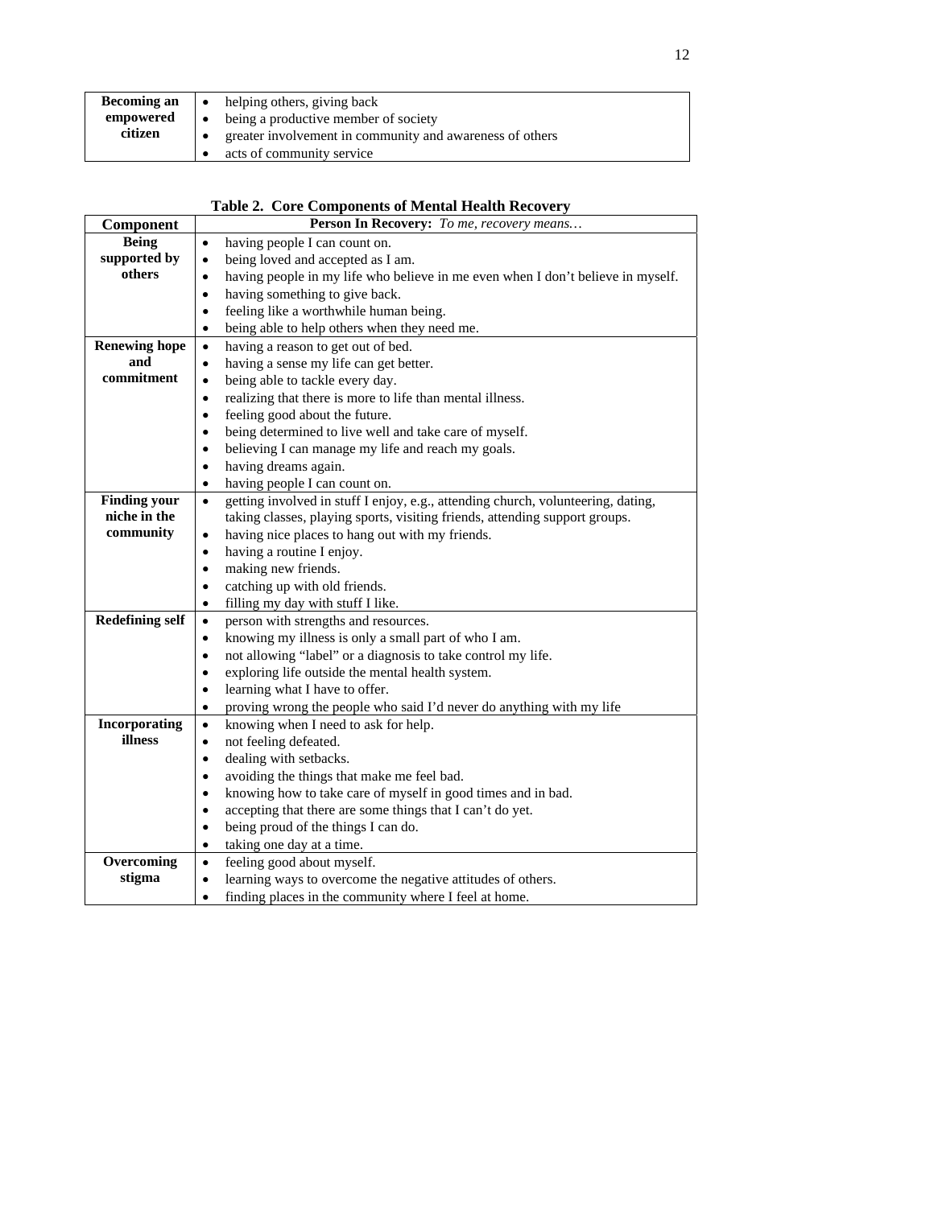| | |
|---|---|
| **Becoming an empowered citizen** | • helping others, giving back<br>• being a productive member of society<br>• greater involvement in community and awareness of others<br>• acts of community service |

**Table 2. Core Components of Mental Health Recovery**

| Component | **Person In Recovery:** *To me, recovery means…* |
|---|---|
| **Being supported by others** | • having people I can count on.<br>• being loved and accepted as I am.<br>• having people in my life who believe in me even when I don't believe in myself.<br>• having something to give back.<br>• feeling like a worthwhile human being.<br>• being able to help others when they need me. |
| **Renewing hope and commitment** | • having a reason to get out of bed.<br>• having a sense my life can get better.<br>• being able to tackle every day.<br>• realizing that there is more to life than mental illness.<br>• feeling good about the future.<br>• being determined to live well and take care of myself.<br>• believing I can manage my life and reach my goals.<br>• having dreams again.<br>• having people I can count on. |
| **Finding your niche in the community** | • getting involved in stuff I enjoy, e.g., attending church, volunteering, dating, taking classes, playing sports, visiting friends, attending support groups.<br>• having nice places to hang out with my friends.<br>• having a routine I enjoy.<br>• making new friends.<br>• catching up with old friends.<br>• filling my day with stuff I like. |
| **Redefining self** | • person with strengths and resources.<br>• knowing my illness is only a small part of who I am.<br>• not allowing "label" or a diagnosis to take control my life.<br>• exploring life outside the mental health system.<br>• learning what I have to offer.<br>• proving wrong the people who said I'd never do anything with my life |
| **Incorporating illness** | • knowing when I need to ask for help.<br>• not feeling defeated.<br>• dealing with setbacks.<br>• avoiding the things that make me feel bad.<br>• knowing how to take care of myself in good times and in bad.<br>• accepting that there are some things that I can't do yet.<br>• being proud of the things I can do.<br>• taking one day at a time. |
| **Overcoming stigma** | • feeling good about myself.<br>• learning ways to overcome the negative attitudes of others.<br>• finding places in the community where I feel at home. |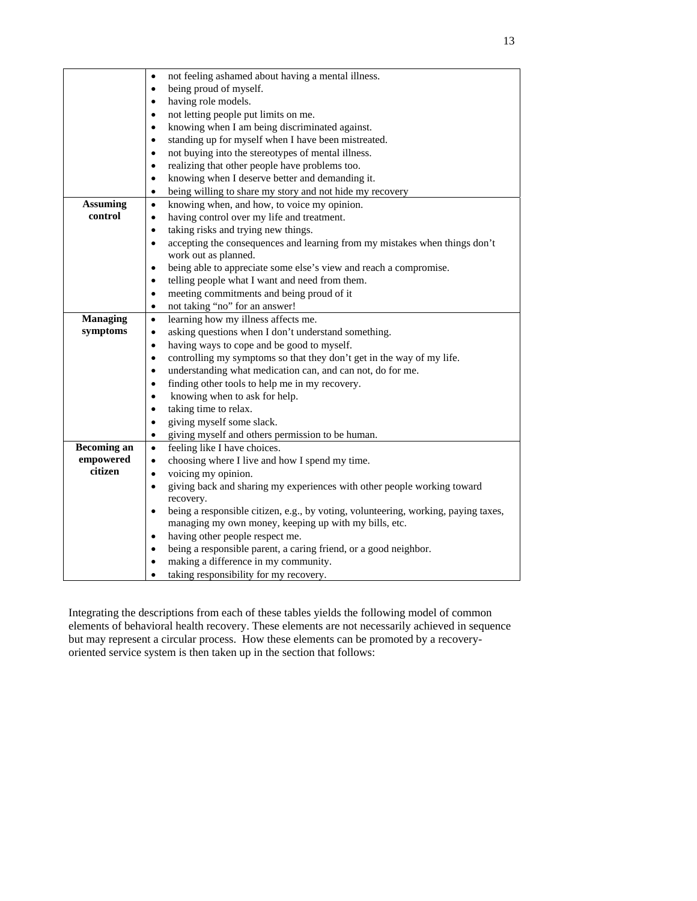| | |
|---|---|
| | • not feeling ashamed about having a mental illness.<br>• being proud of myself.<br>• having role models.<br>• not letting people put limits on me.<br>• knowing when I am being discriminated against.<br>• standing up for myself when I have been mistreated.<br>• not buying into the stereotypes of mental illness.<br>• realizing that other people have problems too.<br>• knowing when I deserve better and demanding it.<br>• being willing to share my story and not hide my recovery |
| **Assuming control** | • knowing when, and how, to voice my opinion.<br>• having control over my life and treatment.<br>• taking risks and trying new things.<br>• accepting the consequences and learning from my mistakes when things don't work out as planned.<br>• being able to appreciate some else's view and reach a compromise.<br>• telling people what I want and need from them.<br>• meeting commitments and being proud of it<br>• not taking "no" for an answer! |
| **Managing symptoms** | • learning how my illness affects me.<br>• asking questions when I don't understand something.<br>• having ways to cope and be good to myself.<br>• controlling my symptoms so that they don't get in the way of my life.<br>• understanding what medication can, and can not, do for me.<br>• finding other tools to help me in my recovery.<br>• knowing when to ask for help.<br>• taking time to relax.<br>• giving myself some slack.<br>• giving myself and others permission to be human. |
| **Becoming an empowered citizen** | • feeling like I have choices.<br>• choosing where I live and how I spend my time.<br>• voicing my opinion.<br>• giving back and sharing my experiences with other people working toward recovery.<br>• being a responsible citizen, e.g., by voting, volunteering, working, paying taxes, managing my own money, keeping up with my bills, etc.<br>• having other people respect me.<br>• being a responsible parent, a caring friend, or a good neighbor.<br>• making a difference in my community.<br>• taking responsibility for my recovery. |

Integrating the descriptions from each of these tables yields the following model of common elements of behavioral health recovery. These elements are not necessarily achieved in sequence but may represent a circular process. How these elements can be promoted by a recovery-oriented service system is then taken up in the section that follows: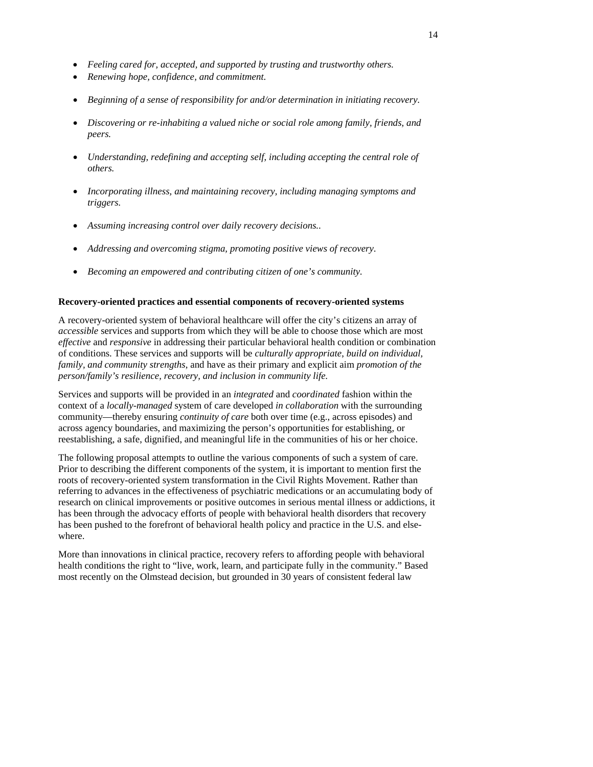- *Feeling cared for, accepted, and supported by trusting and trustworthy others.*
- *Renewing hope, confidence, and commitment.*
- *Beginning of a sense of responsibility for and/or determination in initiating recovery.*
- *Discovering or re-inhabiting a valued niche or social role among family, friends, and peers.*
- *Understanding, redefining and accepting self, including accepting the central role of others.*
- *Incorporating illness, and maintaining recovery, including managing symptoms and triggers.*
- *Assuming increasing control over daily recovery decisions..*
- *Addressing and overcoming stigma, promoting positive views of recovery.*
- *Becoming an empowered and contributing citizen of one's community.*

**Recovery-oriented practices and essential components of recovery-oriented systems**

A recovery-oriented system of behavioral healthcare will offer the city's citizens an array of *accessible* services and supports from which they will be able to choose those which are most *effective* and *responsive* in addressing their particular behavioral health condition or combination of conditions. These services and supports will be *culturally appropriate*, *build on individual, family, and community strengths*, and have as their primary and explicit aim *promotion of the person/family's resilience, recovery, and inclusion in community life.*

Services and supports will be provided in an *integrated* and *coordinated* fashion within the context of a *locally-managed* system of care developed *in collaboration* with the surrounding community—thereby ensuring *continuity of care* both over time (e.g., across episodes) and across agency boundaries, and maximizing the person's opportunities for establishing, or reestablishing, a safe, dignified, and meaningful life in the communities of his or her choice.

The following proposal attempts to outline the various components of such a system of care. Prior to describing the different components of the system, it is important to mention first the roots of recovery-oriented system transformation in the Civil Rights Movement. Rather than referring to advances in the effectiveness of psychiatric medications or an accumulating body of research on clinical improvements or positive outcomes in serious mental illness or addictions, it has been through the advocacy efforts of people with behavioral health disorders that recovery has been pushed to the forefront of behavioral health policy and practice in the U.S. and elsewhere.

More than innovations in clinical practice, recovery refers to affording people with behavioral health conditions the right to "live, work, learn, and participate fully in the community." Based most recently on the Olmstead decision, but grounded in 30 years of consistent federal law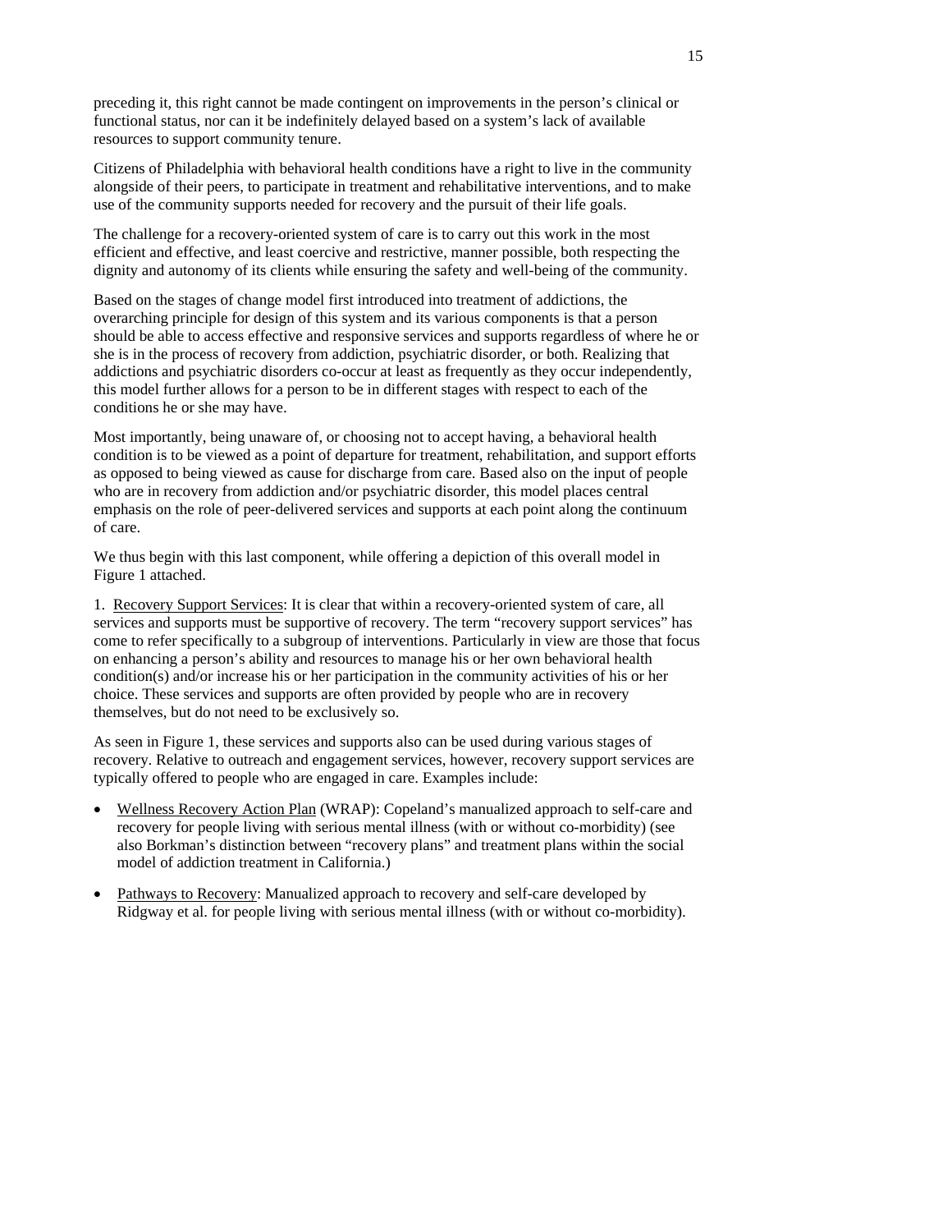preceding it, this right cannot be made contingent on improvements in the person's clinical or functional status, nor can it be indefinitely delayed based on a system's lack of available resources to support community tenure.

Citizens of Philadelphia with behavioral health conditions have a right to live in the community alongside of their peers, to participate in treatment and rehabilitative interventions, and to make use of the community supports needed for recovery and the pursuit of their life goals.

The challenge for a recovery-oriented system of care is to carry out this work in the most efficient and effective, and least coercive and restrictive, manner possible, both respecting the dignity and autonomy of its clients while ensuring the safety and well-being of the community.

Based on the stages of change model first introduced into treatment of addictions, the overarching principle for design of this system and its various components is that a person should be able to access effective and responsive services and supports regardless of where he or she is in the process of recovery from addiction, psychiatric disorder, or both. Realizing that addictions and psychiatric disorders co-occur at least as frequently as they occur independently, this model further allows for a person to be in different stages with respect to each of the conditions he or she may have.

Most importantly, being unaware of, or choosing not to accept having, a behavioral health condition is to be viewed as a point of departure for treatment, rehabilitation, and support efforts as opposed to being viewed as cause for discharge from care. Based also on the input of people who are in recovery from addiction and/or psychiatric disorder, this model places central emphasis on the role of peer-delivered services and supports at each point along the continuum of care.

We thus begin with this last component, while offering a depiction of this overall model in Figure 1 attached.

1. Recovery Support Services: It is clear that within a recovery-oriented system of care, all services and supports must be supportive of recovery. The term "recovery support services" has come to refer specifically to a subgroup of interventions. Particularly in view are those that focus on enhancing a person's ability and resources to manage his or her own behavioral health condition(s) and/or increase his or her participation in the community activities of his or her choice. These services and supports are often provided by people who are in recovery themselves, but do not need to be exclusively so.

As seen in Figure 1, these services and supports also can be used during various stages of recovery. Relative to outreach and engagement services, however, recovery support services are typically offered to people who are engaged in care. Examples include:

- Wellness Recovery Action Plan (WRAP): Copeland's manualized approach to self-care and recovery for people living with serious mental illness (with or without co-morbidity) (see also Borkman's distinction between "recovery plans" and treatment plans within the social model of addiction treatment in California.)
- Pathways to Recovery: Manualized approach to recovery and self-care developed by Ridgway et al. for people living with serious mental illness (with or without co-morbidity).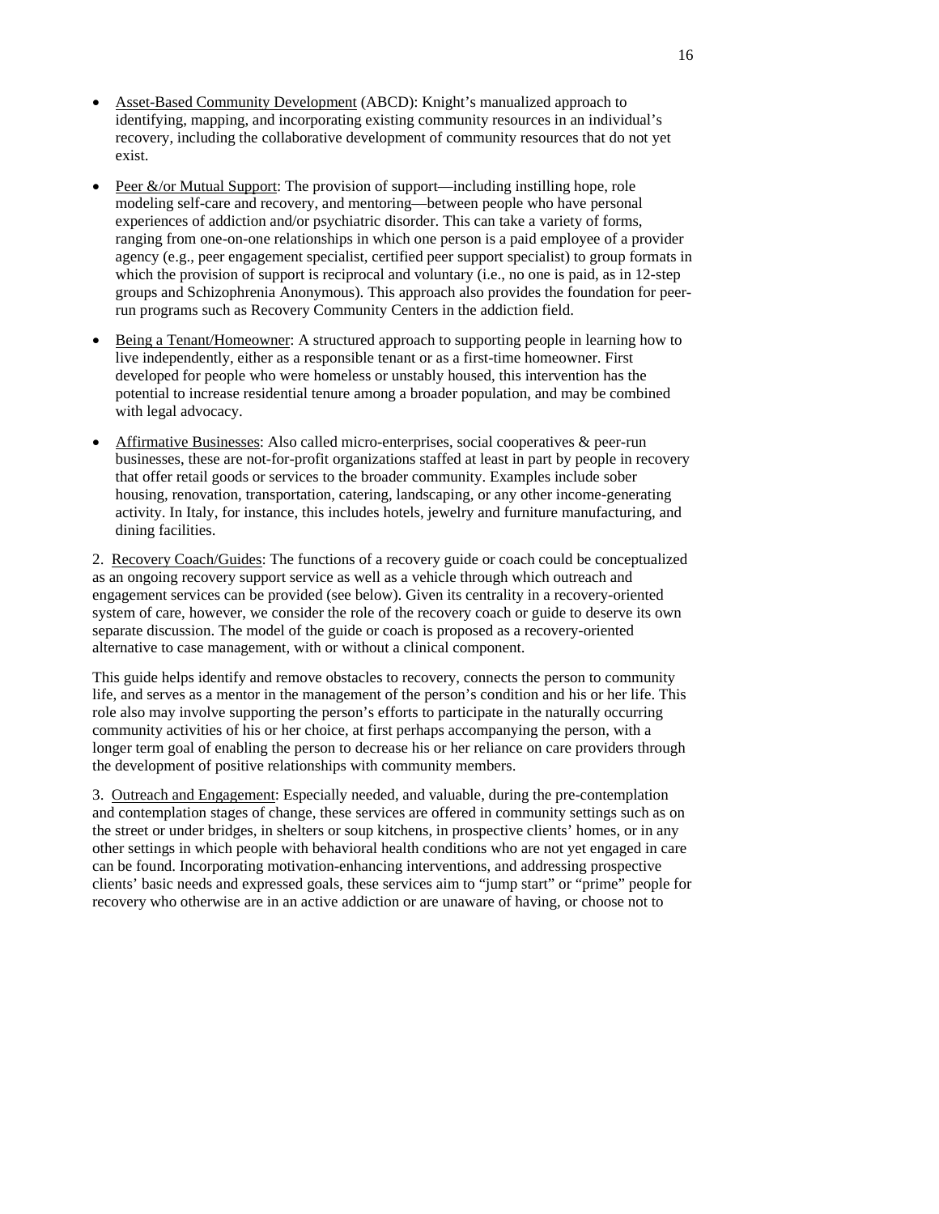- Asset-Based Community Development (ABCD): Knight's manualized approach to identifying, mapping, and incorporating existing community resources in an individual's recovery, including the collaborative development of community resources that do not yet exist.

- Peer &/or Mutual Support: The provision of support—including instilling hope, role modeling self-care and recovery, and mentoring—between people who have personal experiences of addiction and/or psychiatric disorder. This can take a variety of forms, ranging from one-on-one relationships in which one person is a paid employee of a provider agency (e.g., peer engagement specialist, certified peer support specialist) to group formats in which the provision of support is reciprocal and voluntary (i.e., no one is paid, as in 12-step groups and Schizophrenia Anonymous). This approach also provides the foundation for peer-run programs such as Recovery Community Centers in the addiction field.

- Being a Tenant/Homeowner: A structured approach to supporting people in learning how to live independently, either as a responsible tenant or as a first-time homeowner. First developed for people who were homeless or unstably housed, this intervention has the potential to increase residential tenure among a broader population, and may be combined with legal advocacy.

- Affirmative Businesses: Also called micro-enterprises, social cooperatives & peer-run businesses, these are not-for-profit organizations staffed at least in part by people in recovery that offer retail goods or services to the broader community. Examples include sober housing, renovation, transportation, catering, landscaping, or any other income-generating activity. In Italy, for instance, this includes hotels, jewelry and furniture manufacturing, and dining facilities.

2. Recovery Coach/Guides: The functions of a recovery guide or coach could be conceptualized as an ongoing recovery support service as well as a vehicle through which outreach and engagement services can be provided (see below). Given its centrality in a recovery-oriented system of care, however, we consider the role of the recovery coach or guide to deserve its own separate discussion. The model of the guide or coach is proposed as a recovery-oriented alternative to case management, with or without a clinical component.

This guide helps identify and remove obstacles to recovery, connects the person to community life, and serves as a mentor in the management of the person's condition and his or her life. This role also may involve supporting the person's efforts to participate in the naturally occurring community activities of his or her choice, at first perhaps accompanying the person, with a longer term goal of enabling the person to decrease his or her reliance on care providers through the development of positive relationships with community members.

3. Outreach and Engagement: Especially needed, and valuable, during the pre-contemplation and contemplation stages of change, these services are offered in community settings such as on the street or under bridges, in shelters or soup kitchens, in prospective clients' homes, or in any other settings in which people with behavioral health conditions who are not yet engaged in care can be found. Incorporating motivation-enhancing interventions, and addressing prospective clients' basic needs and expressed goals, these services aim to "jump start" or "prime" people for recovery who otherwise are in an active addiction or are unaware of having, or choose not to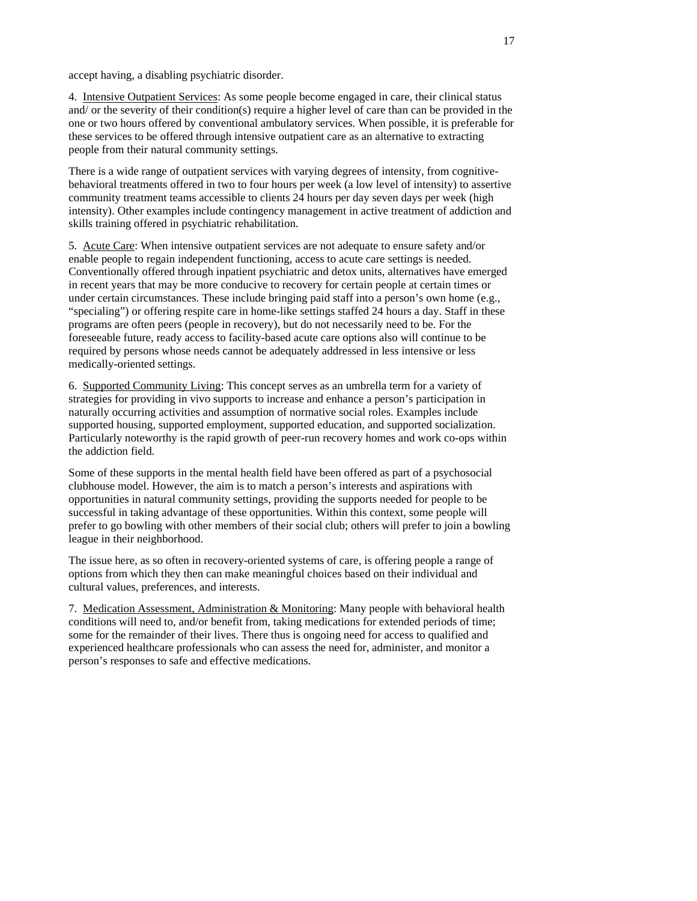accept having, a disabling psychiatric disorder.

4. <u>Intensive Outpatient Services</u>: As some people become engaged in care, their clinical status and/ or the severity of their condition(s) require a higher level of care than can be provided in the one or two hours offered by conventional ambulatory services. When possible, it is preferable for these services to be offered through intensive outpatient care as an alternative to extracting people from their natural community settings.

There is a wide range of outpatient services with varying degrees of intensity, from cognitive-behavioral treatments offered in two to four hours per week (a low level of intensity) to assertive community treatment teams accessible to clients 24 hours per day seven days per week (high intensity). Other examples include contingency management in active treatment of addiction and skills training offered in psychiatric rehabilitation.

5. <u>Acute Care</u>: When intensive outpatient services are not adequate to ensure safety and/or enable people to regain independent functioning, access to acute care settings is needed. Conventionally offered through inpatient psychiatric and detox units, alternatives have emerged in recent years that may be more conducive to recovery for certain people at certain times or under certain circumstances. These include bringing paid staff into a person's own home (e.g., "specialing") or offering respite care in home-like settings staffed 24 hours a day. Staff in these programs are often peers (people in recovery), but do not necessarily need to be. For the foreseeable future, ready access to facility-based acute care options also will continue to be required by persons whose needs cannot be adequately addressed in less intensive or less medically-oriented settings.

6. <u>Supported Community Living</u>: This concept serves as an umbrella term for a variety of strategies for providing in vivo supports to increase and enhance a person's participation in naturally occurring activities and assumption of normative social roles. Examples include supported housing, supported employment, supported education, and supported socialization. Particularly noteworthy is the rapid growth of peer-run recovery homes and work co-ops within the addiction field.

Some of these supports in the mental health field have been offered as part of a psychosocial clubhouse model. However, the aim is to match a person's interests and aspirations with opportunities in natural community settings, providing the supports needed for people to be successful in taking advantage of these opportunities. Within this context, some people will prefer to go bowling with other members of their social club; others will prefer to join a bowling league in their neighborhood.

The issue here, as so often in recovery-oriented systems of care, is offering people a range of options from which they then can make meaningful choices based on their individual and cultural values, preferences, and interests.

7. <u>Medication Assessment, Administration & Monitoring</u>: Many people with behavioral health conditions will need to, and/or benefit from, taking medications for extended periods of time; some for the remainder of their lives. There thus is ongoing need for access to qualified and experienced healthcare professionals who can assess the need for, administer, and monitor a person's responses to safe and effective medications.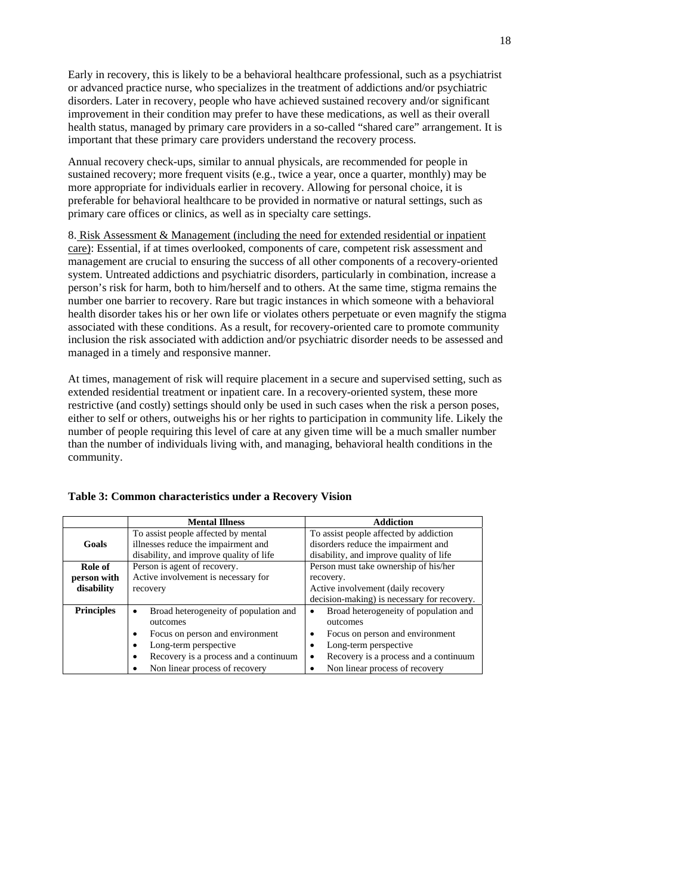Early in recovery, this is likely to be a behavioral healthcare professional, such as a psychiatrist or advanced practice nurse, who specializes in the treatment of addictions and/or psychiatric disorders. Later in recovery, people who have achieved sustained recovery and/or significant improvement in their condition may prefer to have these medications, as well as their overall health status, managed by primary care providers in a so-called "shared care" arrangement. It is important that these primary care providers understand the recovery process.

Annual recovery check-ups, similar to annual physicals, are recommended for people in sustained recovery; more frequent visits (e.g., twice a year, once a quarter, monthly) may be more appropriate for individuals earlier in recovery. Allowing for personal choice, it is preferable for behavioral healthcare to be provided in normative or natural settings, such as primary care offices or clinics, as well as in specialty care settings.

8. Risk Assessment & Management (including the need for extended residential or inpatient care): Essential, if at times overlooked, components of care, competent risk assessment and management are crucial to ensuring the success of all other components of a recovery-oriented system. Untreated addictions and psychiatric disorders, particularly in combination, increase a person's risk for harm, both to him/herself and to others. At the same time, stigma remains the number one barrier to recovery. Rare but tragic instances in which someone with a behavioral health disorder takes his or her own life or violates others perpetuate or even magnify the stigma associated with these conditions. As a result, for recovery-oriented care to promote community inclusion the risk associated with addiction and/or psychiatric disorder needs to be assessed and managed in a timely and responsive manner.

At times, management of risk will require placement in a secure and supervised setting, such as extended residential treatment or inpatient care. In a recovery-oriented system, these more restrictive (and costly) settings should only be used in such cases when the risk a person poses, either to self or others, outweighs his or her rights to participation in community life. Likely the number of people requiring this level of care at any given time will be a much smaller number than the number of individuals living with, and managing, behavioral health conditions in the community.

**Table 3: Common characteristics under a Recovery Vision**

| | Mental Illness | Addiction |
|---|---|---|
| **Goals** | To assist people affected by mental illnesses reduce the impairment and disability, and improve quality of life | To assist people affected by addiction disorders reduce the impairment and disability, and improve quality of life |
| **Role of person with disability** | Person is agent of recovery. Active involvement is necessary for recovery | Person must take ownership of his/her recovery. Active involvement (daily recovery decision-making) is necessary for recovery. |
| **Principles** | • Broad heterogeneity of population and outcomes<br>• Focus on person and environment<br>• Long-term perspective<br>• Recovery is a process and a continuum<br>• Non linear process of recovery | • Broad heterogeneity of population and outcomes<br>• Focus on person and environment<br>• Long-term perspective<br>• Recovery is a process and a continuum<br>• Non linear process of recovery |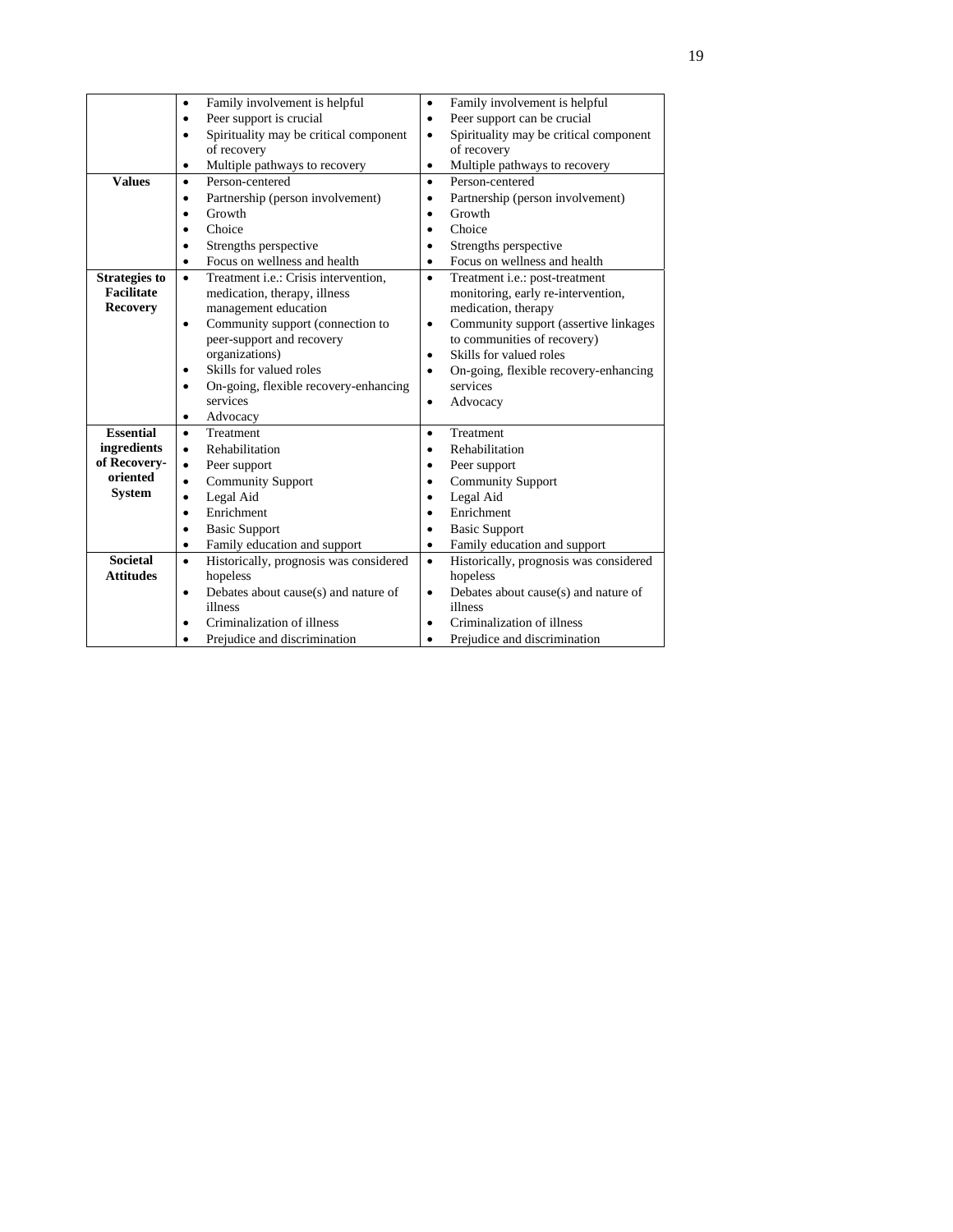| | | |
|---|---|---|
| | • Family involvement is helpful<br>• Peer support is crucial<br>• Spirituality may be critical component of recovery<br>• Multiple pathways to recovery | • Family involvement is helpful<br>• Peer support can be crucial<br>• Spirituality may be critical component of recovery<br>• Multiple pathways to recovery |
| **Values** | • Person-centered<br>• Partnership (person involvement)<br>• Growth<br>• Choice<br>• Strengths perspective<br>• Focus on wellness and health | • Person-centered<br>• Partnership (person involvement)<br>• Growth<br>• Choice<br>• Strengths perspective<br>• Focus on wellness and health |
| **Strategies to Facilitate Recovery** | • Treatment i.e.: Crisis intervention, medication, therapy, illness management education<br>• Community support (connection to peer-support and recovery organizations)<br>• Skills for valued roles<br>• On-going, flexible recovery-enhancing services<br>• Advocacy | • Treatment i.e.: post-treatment monitoring, early re-intervention, medication, therapy<br>• Community support (assertive linkages to communities of recovery)<br>• Skills for valued roles<br>• On-going, flexible recovery-enhancing services<br>• Advocacy |
| **Essential ingredients of Recovery-oriented System** | • Treatment<br>• Rehabilitation<br>• Peer support<br>• Community Support<br>• Legal Aid<br>• Enrichment<br>• Basic Support<br>• Family education and support | • Treatment<br>• Rehabilitation<br>• Peer support<br>• Community Support<br>• Legal Aid<br>• Enrichment<br>• Basic Support<br>• Family education and support |
| **Societal Attitudes** | • Historically, prognosis was considered hopeless<br>• Debates about cause(s) and nature of illness<br>• Criminalization of illness<br>• Prejudice and discrimination | • Historically, prognosis was considered hopeless<br>• Debates about cause(s) and nature of illness<br>• Criminalization of illness<br>• Prejudice and discrimination |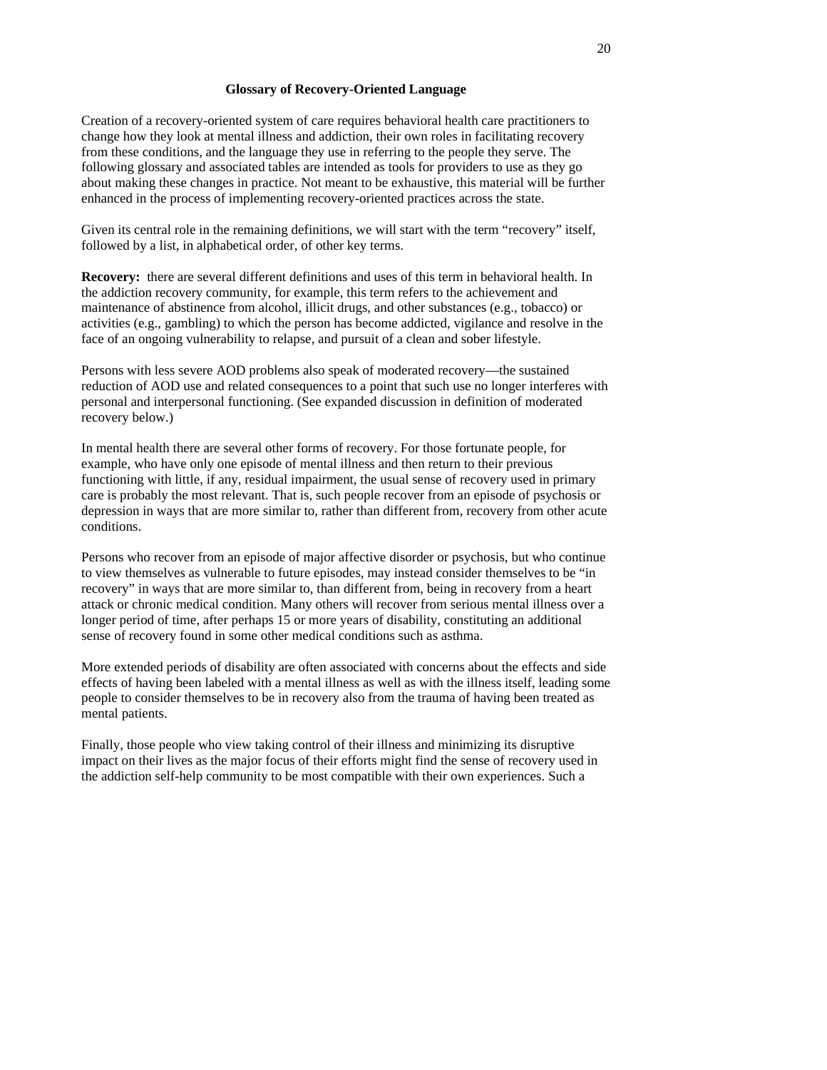## Glossary of Recovery-Oriented Language

Creation of a recovery-oriented system of care requires behavioral health care practitioners to change how they look at mental illness and addiction, their own roles in facilitating recovery from these conditions, and the language they use in referring to the people they serve. The following glossary and associated tables are intended as tools for providers to use as they go about making these changes in practice. Not meant to be exhaustive, this material will be further enhanced in the process of implementing recovery-oriented practices across the state.

Given its central role in the remaining definitions, we will start with the term "recovery" itself, followed by a list, in alphabetical order, of other key terms.

**Recovery:** there are several different definitions and uses of this term in behavioral health. In the addiction recovery community, for example, this term refers to the achievement and maintenance of abstinence from alcohol, illicit drugs, and other substances (e.g., tobacco) or activities (e.g., gambling) to which the person has become addicted, vigilance and resolve in the face of an ongoing vulnerability to relapse, and pursuit of a clean and sober lifestyle.

Persons with less severe AOD problems also speak of moderated recovery—the sustained reduction of AOD use and related consequences to a point that such use no longer interferes with personal and interpersonal functioning. (See expanded discussion in definition of moderated recovery below.)

In mental health there are several other forms of recovery. For those fortunate people, for example, who have only one episode of mental illness and then return to their previous functioning with little, if any, residual impairment, the usual sense of recovery used in primary care is probably the most relevant. That is, such people recover from an episode of psychosis or depression in ways that are more similar to, rather than different from, recovery from other acute conditions.

Persons who recover from an episode of major affective disorder or psychosis, but who continue to view themselves as vulnerable to future episodes, may instead consider themselves to be "in recovery" in ways that are more similar to, than different from, being in recovery from a heart attack or chronic medical condition. Many others will recover from serious mental illness over a longer period of time, after perhaps 15 or more years of disability, constituting an additional sense of recovery found in some other medical conditions such as asthma.

More extended periods of disability are often associated with concerns about the effects and side effects of having been labeled with a mental illness as well as with the illness itself, leading some people to consider themselves to be in recovery also from the trauma of having been treated as mental patients.

Finally, those people who view taking control of their illness and minimizing its disruptive impact on their lives as the major focus of their efforts might find the sense of recovery used in the addiction self-help community to be most compatible with their own experiences. Such a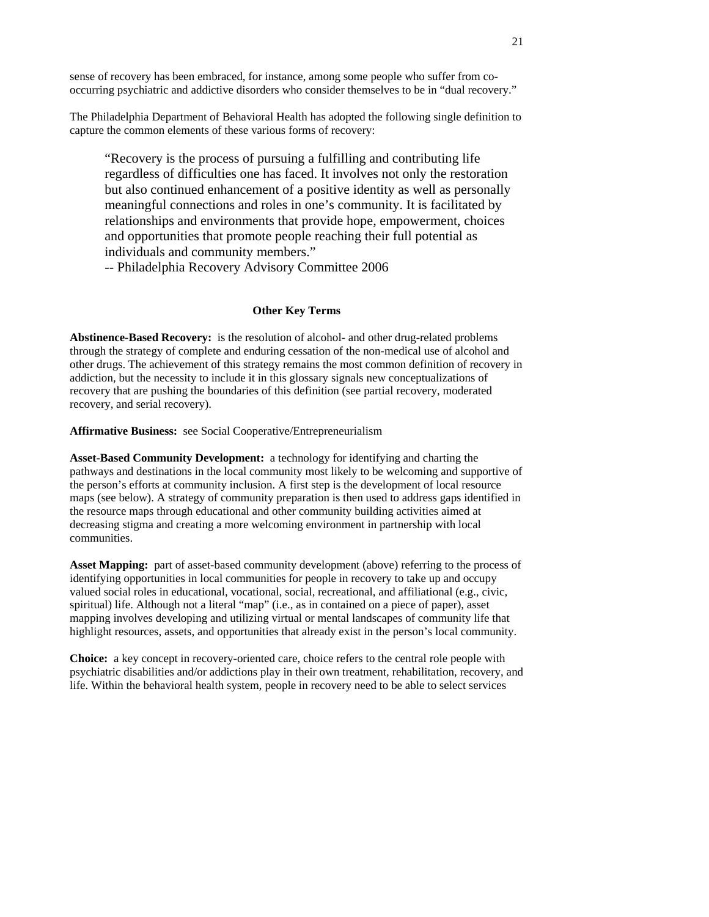sense of recovery has been embraced, for instance, among some people who suffer from co-occurring psychiatric and addictive disorders who consider themselves to be in "dual recovery."

The Philadelphia Department of Behavioral Health has adopted the following single definition to capture the common elements of these various forms of recovery:

> "Recovery is the process of pursuing a fulfilling and contributing life regardless of difficulties one has faced. It involves not only the restoration but also continued enhancement of a positive identity as well as personally meaningful connections and roles in one's community. It is facilitated by relationships and environments that provide hope, empowerment, choices and opportunities that promote people reaching their full potential as individuals and community members."
> -- Philadelphia Recovery Advisory Committee 2006

### Other Key Terms

**Abstinence-Based Recovery:** is the resolution of alcohol- and other drug-related problems through the strategy of complete and enduring cessation of the non-medical use of alcohol and other drugs. The achievement of this strategy remains the most common definition of recovery in addiction, but the necessity to include it in this glossary signals new conceptualizations of recovery that are pushing the boundaries of this definition (see partial recovery, moderated recovery, and serial recovery).

**Affirmative Business:** see Social Cooperative/Entrepreneurialism

**Asset-Based Community Development:** a technology for identifying and charting the pathways and destinations in the local community most likely to be welcoming and supportive of the person's efforts at community inclusion. A first step is the development of local resource maps (see below). A strategy of community preparation is then used to address gaps identified in the resource maps through educational and other community building activities aimed at decreasing stigma and creating a more welcoming environment in partnership with local communities.

**Asset Mapping:** part of asset-based community development (above) referring to the process of identifying opportunities in local communities for people in recovery to take up and occupy valued social roles in educational, vocational, social, recreational, and affiliational (e.g., civic, spiritual) life. Although not a literal "map" (i.e., as in contained on a piece of paper), asset mapping involves developing and utilizing virtual or mental landscapes of community life that highlight resources, assets, and opportunities that already exist in the person's local community.

**Choice:** a key concept in recovery-oriented care, choice refers to the central role people with psychiatric disabilities and/or addictions play in their own treatment, rehabilitation, recovery, and life. Within the behavioral health system, people in recovery need to be able to select services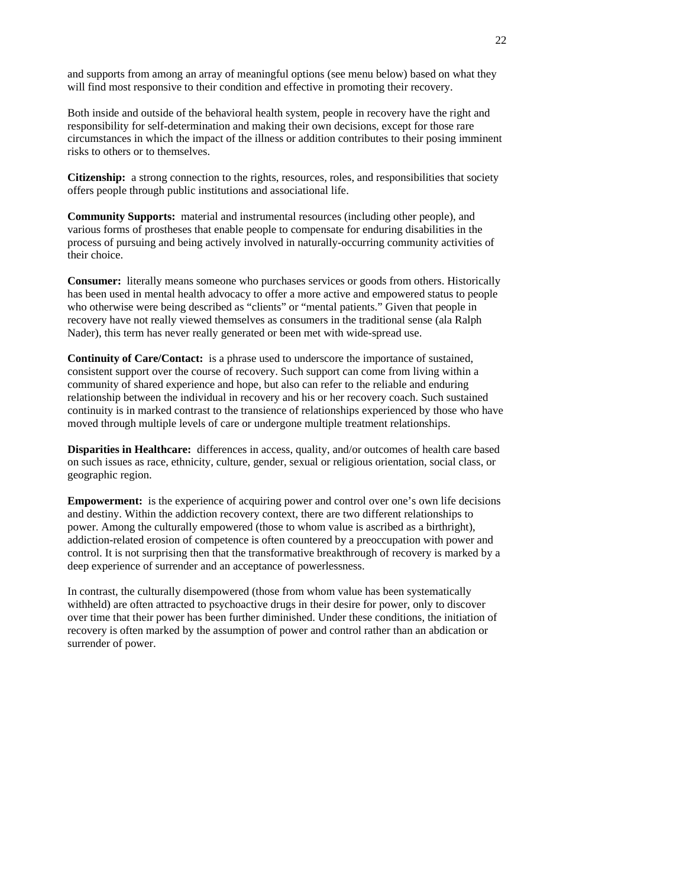and supports from among an array of meaningful options (see menu below) based on what they will find most responsive to their condition and effective in promoting their recovery.

Both inside and outside of the behavioral health system, people in recovery have the right and responsibility for self-determination and making their own decisions, except for those rare circumstances in which the impact of the illness or addition contributes to their posing imminent risks to others or to themselves.

**Citizenship:** a strong connection to the rights, resources, roles, and responsibilities that society offers people through public institutions and associational life.

**Community Supports:** material and instrumental resources (including other people), and various forms of prostheses that enable people to compensate for enduring disabilities in the process of pursuing and being actively involved in naturally-occurring community activities of their choice.

**Consumer:** literally means someone who purchases services or goods from others. Historically has been used in mental health advocacy to offer a more active and empowered status to people who otherwise were being described as "clients" or "mental patients." Given that people in recovery have not really viewed themselves as consumers in the traditional sense (ala Ralph Nader), this term has never really generated or been met with wide-spread use.

**Continuity of Care/Contact:** is a phrase used to underscore the importance of sustained, consistent support over the course of recovery. Such support can come from living within a community of shared experience and hope, but also can refer to the reliable and enduring relationship between the individual in recovery and his or her recovery coach. Such sustained continuity is in marked contrast to the transience of relationships experienced by those who have moved through multiple levels of care or undergone multiple treatment relationships.

**Disparities in Healthcare:** differences in access, quality, and/or outcomes of health care based on such issues as race, ethnicity, culture, gender, sexual or religious orientation, social class, or geographic region.

**Empowerment:** is the experience of acquiring power and control over one's own life decisions and destiny. Within the addiction recovery context, there are two different relationships to power. Among the culturally empowered (those to whom value is ascribed as a birthright), addiction-related erosion of competence is often countered by a preoccupation with power and control. It is not surprising then that the transformative breakthrough of recovery is marked by a deep experience of surrender and an acceptance of powerlessness.

In contrast, the culturally disempowered (those from whom value has been systematically withheld) are often attracted to psychoactive drugs in their desire for power, only to discover over time that their power has been further diminished. Under these conditions, the initiation of recovery is often marked by the assumption of power and control rather than an abdication or surrender of power.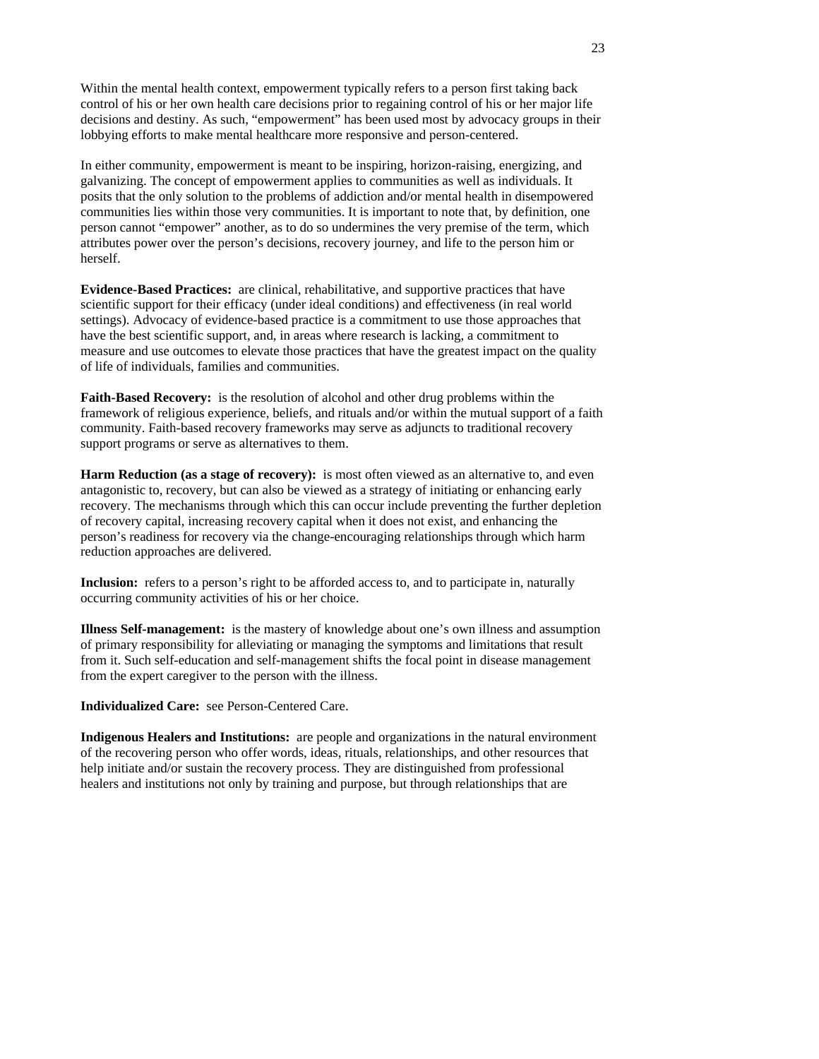Within the mental health context, empowerment typically refers to a person first taking back control of his or her own health care decisions prior to regaining control of his or her major life decisions and destiny. As such, "empowerment" has been used most by advocacy groups in their lobbying efforts to make mental healthcare more responsive and person-centered.

In either community, empowerment is meant to be inspiring, horizon-raising, energizing, and galvanizing. The concept of empowerment applies to communities as well as individuals. It posits that the only solution to the problems of addiction and/or mental health in disempowered communities lies within those very communities. It is important to note that, by definition, one person cannot "empower" another, as to do so undermines the very premise of the term, which attributes power over the person's decisions, recovery journey, and life to the person him or herself.

**Evidence-Based Practices:** are clinical, rehabilitative, and supportive practices that have scientific support for their efficacy (under ideal conditions) and effectiveness (in real world settings). Advocacy of evidence-based practice is a commitment to use those approaches that have the best scientific support, and, in areas where research is lacking, a commitment to measure and use outcomes to elevate those practices that have the greatest impact on the quality of life of individuals, families and communities.

**Faith-Based Recovery:** is the resolution of alcohol and other drug problems within the framework of religious experience, beliefs, and rituals and/or within the mutual support of a faith community. Faith-based recovery frameworks may serve as adjuncts to traditional recovery support programs or serve as alternatives to them.

**Harm Reduction (as a stage of recovery):** is most often viewed as an alternative to, and even antagonistic to, recovery, but can also be viewed as a strategy of initiating or enhancing early recovery. The mechanisms through which this can occur include preventing the further depletion of recovery capital, increasing recovery capital when it does not exist, and enhancing the person's readiness for recovery via the change-encouraging relationships through which harm reduction approaches are delivered.

**Inclusion:** refers to a person's right to be afforded access to, and to participate in, naturally occurring community activities of his or her choice.

**Illness Self-management:** is the mastery of knowledge about one's own illness and assumption of primary responsibility for alleviating or managing the symptoms and limitations that result from it. Such self-education and self-management shifts the focal point in disease management from the expert caregiver to the person with the illness.

**Individualized Care:** see Person-Centered Care.

**Indigenous Healers and Institutions:** are people and organizations in the natural environment of the recovering person who offer words, ideas, rituals, relationships, and other resources that help initiate and/or sustain the recovery process. They are distinguished from professional healers and institutions not only by training and purpose, but through relationships that are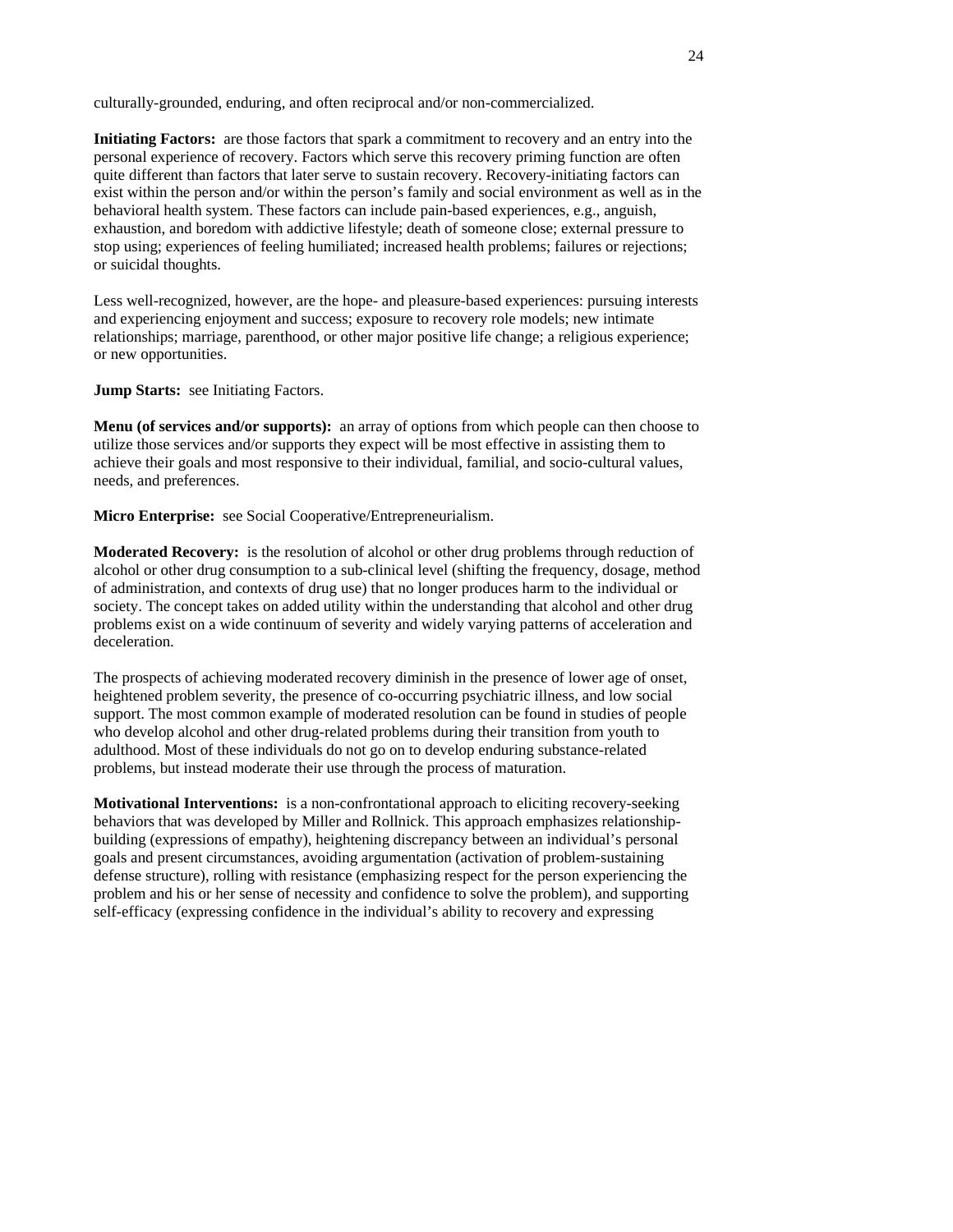culturally-grounded, enduring, and often reciprocal and/or non-commercialized.

**Initiating Factors:** are those factors that spark a commitment to recovery and an entry into the personal experience of recovery. Factors which serve this recovery priming function are often quite different than factors that later serve to sustain recovery. Recovery-initiating factors can exist within the person and/or within the person's family and social environment as well as in the behavioral health system. These factors can include pain-based experiences, e.g., anguish, exhaustion, and boredom with addictive lifestyle; death of someone close; external pressure to stop using; experiences of feeling humiliated; increased health problems; failures or rejections; or suicidal thoughts.

Less well-recognized, however, are the hope- and pleasure-based experiences: pursuing interests and experiencing enjoyment and success; exposure to recovery role models; new intimate relationships; marriage, parenthood, or other major positive life change; a religious experience; or new opportunities.

**Jump Starts:** see Initiating Factors.

**Menu (of services and/or supports):** an array of options from which people can then choose to utilize those services and/or supports they expect will be most effective in assisting them to achieve their goals and most responsive to their individual, familial, and socio-cultural values, needs, and preferences.

**Micro Enterprise:** see Social Cooperative/Entrepreneurialism.

**Moderated Recovery:** is the resolution of alcohol or other drug problems through reduction of alcohol or other drug consumption to a sub-clinical level (shifting the frequency, dosage, method of administration, and contexts of drug use) that no longer produces harm to the individual or society. The concept takes on added utility within the understanding that alcohol and other drug problems exist on a wide continuum of severity and widely varying patterns of acceleration and deceleration.

The prospects of achieving moderated recovery diminish in the presence of lower age of onset, heightened problem severity, the presence of co-occurring psychiatric illness, and low social support. The most common example of moderated resolution can be found in studies of people who develop alcohol and other drug-related problems during their transition from youth to adulthood. Most of these individuals do not go on to develop enduring substance-related problems, but instead moderate their use through the process of maturation.

**Motivational Interventions:** is a non-confrontational approach to eliciting recovery-seeking behaviors that was developed by Miller and Rollnick. This approach emphasizes relationship-building (expressions of empathy), heightening discrepancy between an individual's personal goals and present circumstances, avoiding argumentation (activation of problem-sustaining defense structure), rolling with resistance (emphasizing respect for the person experiencing the problem and his or her sense of necessity and confidence to solve the problem), and supporting self-efficacy (expressing confidence in the individual's ability to recovery and expressing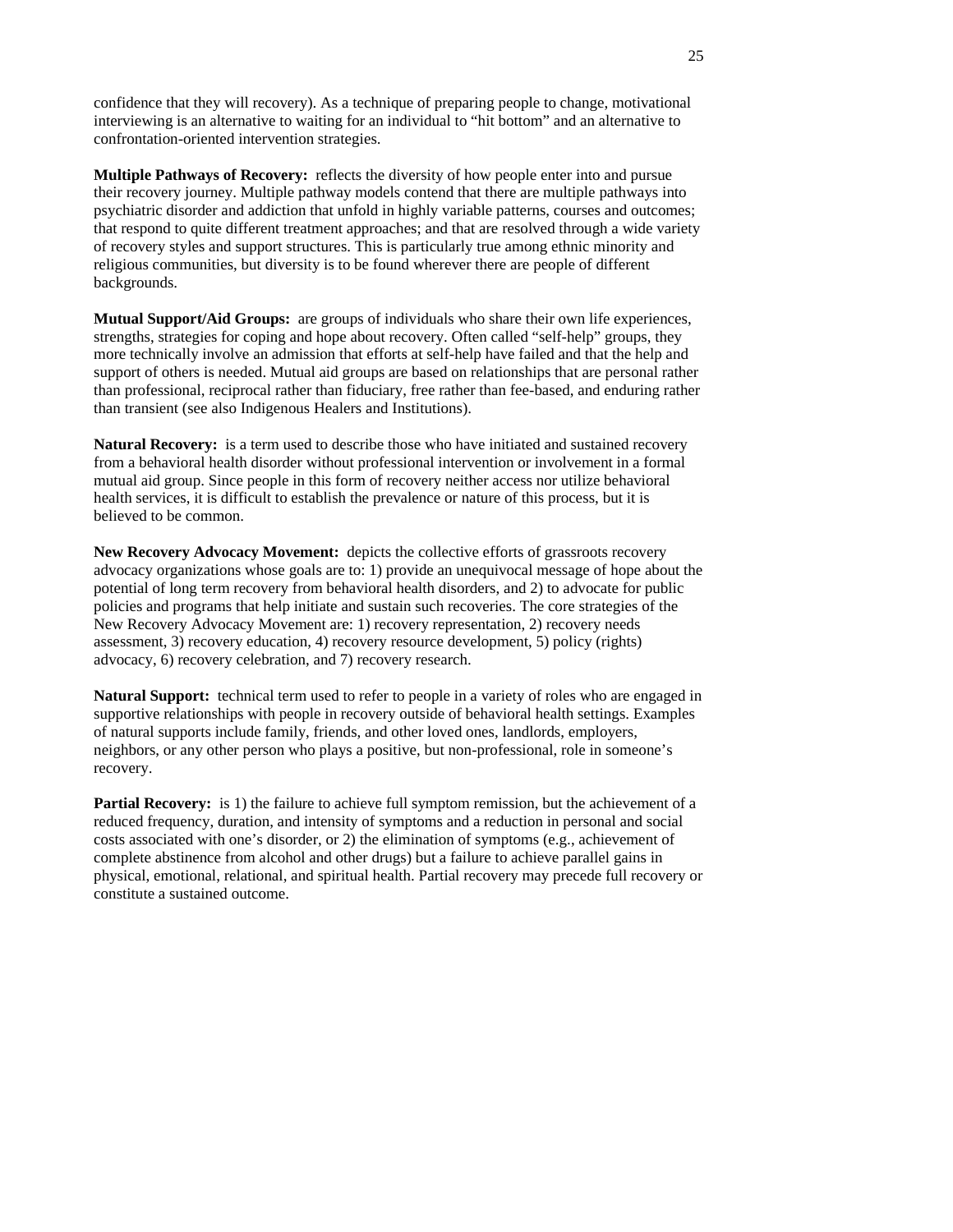confidence that they will recovery). As a technique of preparing people to change, motivational interviewing is an alternative to waiting for an individual to "hit bottom" and an alternative to confrontation-oriented intervention strategies.

**Multiple Pathways of Recovery:** reflects the diversity of how people enter into and pursue their recovery journey. Multiple pathway models contend that there are multiple pathways into psychiatric disorder and addiction that unfold in highly variable patterns, courses and outcomes; that respond to quite different treatment approaches; and that are resolved through a wide variety of recovery styles and support structures. This is particularly true among ethnic minority and religious communities, but diversity is to be found wherever there are people of different backgrounds.

**Mutual Support/Aid Groups:** are groups of individuals who share their own life experiences, strengths, strategies for coping and hope about recovery. Often called "self-help" groups, they more technically involve an admission that efforts at self-help have failed and that the help and support of others is needed. Mutual aid groups are based on relationships that are personal rather than professional, reciprocal rather than fiduciary, free rather than fee-based, and enduring rather than transient (see also Indigenous Healers and Institutions).

**Natural Recovery:** is a term used to describe those who have initiated and sustained recovery from a behavioral health disorder without professional intervention or involvement in a formal mutual aid group. Since people in this form of recovery neither access nor utilize behavioral health services, it is difficult to establish the prevalence or nature of this process, but it is believed to be common.

**New Recovery Advocacy Movement:** depicts the collective efforts of grassroots recovery advocacy organizations whose goals are to: 1) provide an unequivocal message of hope about the potential of long term recovery from behavioral health disorders, and 2) to advocate for public policies and programs that help initiate and sustain such recoveries. The core strategies of the New Recovery Advocacy Movement are: 1) recovery representation, 2) recovery needs assessment, 3) recovery education, 4) recovery resource development, 5) policy (rights) advocacy, 6) recovery celebration, and 7) recovery research.

**Natural Support:** technical term used to refer to people in a variety of roles who are engaged in supportive relationships with people in recovery outside of behavioral health settings. Examples of natural supports include family, friends, and other loved ones, landlords, employers, neighbors, or any other person who plays a positive, but non-professional, role in someone's recovery.

**Partial Recovery:** is 1) the failure to achieve full symptom remission, but the achievement of a reduced frequency, duration, and intensity of symptoms and a reduction in personal and social costs associated with one's disorder, or 2) the elimination of symptoms (e.g., achievement of complete abstinence from alcohol and other drugs) but a failure to achieve parallel gains in physical, emotional, relational, and spiritual health. Partial recovery may precede full recovery or constitute a sustained outcome.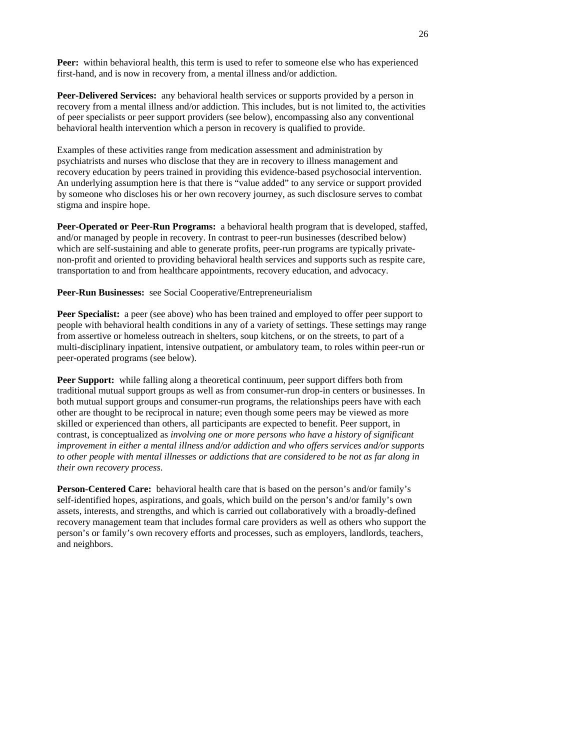**Peer:** within behavioral health, this term is used to refer to someone else who has experienced first-hand, and is now in recovery from, a mental illness and/or addiction.

**Peer-Delivered Services:** any behavioral health services or supports provided by a person in recovery from a mental illness and/or addiction. This includes, but is not limited to, the activities of peer specialists or peer support providers (see below), encompassing also any conventional behavioral health intervention which a person in recovery is qualified to provide.

Examples of these activities range from medication assessment and administration by psychiatrists and nurses who disclose that they are in recovery to illness management and recovery education by peers trained in providing this evidence-based psychosocial intervention. An underlying assumption here is that there is "value added" to any service or support provided by someone who discloses his or her own recovery journey, as such disclosure serves to combat stigma and inspire hope.

**Peer-Operated or Peer-Run Programs:** a behavioral health program that is developed, staffed, and/or managed by people in recovery. In contrast to peer-run businesses (described below) which are self-sustaining and able to generate profits, peer-run programs are typically private-non-profit and oriented to providing behavioral health services and supports such as respite care, transportation to and from healthcare appointments, recovery education, and advocacy.

**Peer-Run Businesses:** see Social Cooperative/Entrepreneurialism

**Peer Specialist:** a peer (see above) who has been trained and employed to offer peer support to people with behavioral health conditions in any of a variety of settings. These settings may range from assertive or homeless outreach in shelters, soup kitchens, or on the streets, to part of a multi-disciplinary inpatient, intensive outpatient, or ambulatory team, to roles within peer-run or peer-operated programs (see below).

**Peer Support:** while falling along a theoretical continuum, peer support differs both from traditional mutual support groups as well as from consumer-run drop-in centers or businesses. In both mutual support groups and consumer-run programs, the relationships peers have with each other are thought to be reciprocal in nature; even though some peers may be viewed as more skilled or experienced than others, all participants are expected to benefit. Peer support, in contrast, is conceptualized as *involving one or more persons who have a history of significant improvement in either a mental illness and/or addiction and who offers services and/or supports to other people with mental illnesses or addictions that are considered to be not as far along in their own recovery process*.

**Person-Centered Care:** behavioral health care that is based on the person's and/or family's self-identified hopes, aspirations, and goals, which build on the person's and/or family's own assets, interests, and strengths, and which is carried out collaboratively with a broadly-defined recovery management team that includes formal care providers as well as others who support the person's or family's own recovery efforts and processes, such as employers, landlords, teachers, and neighbors.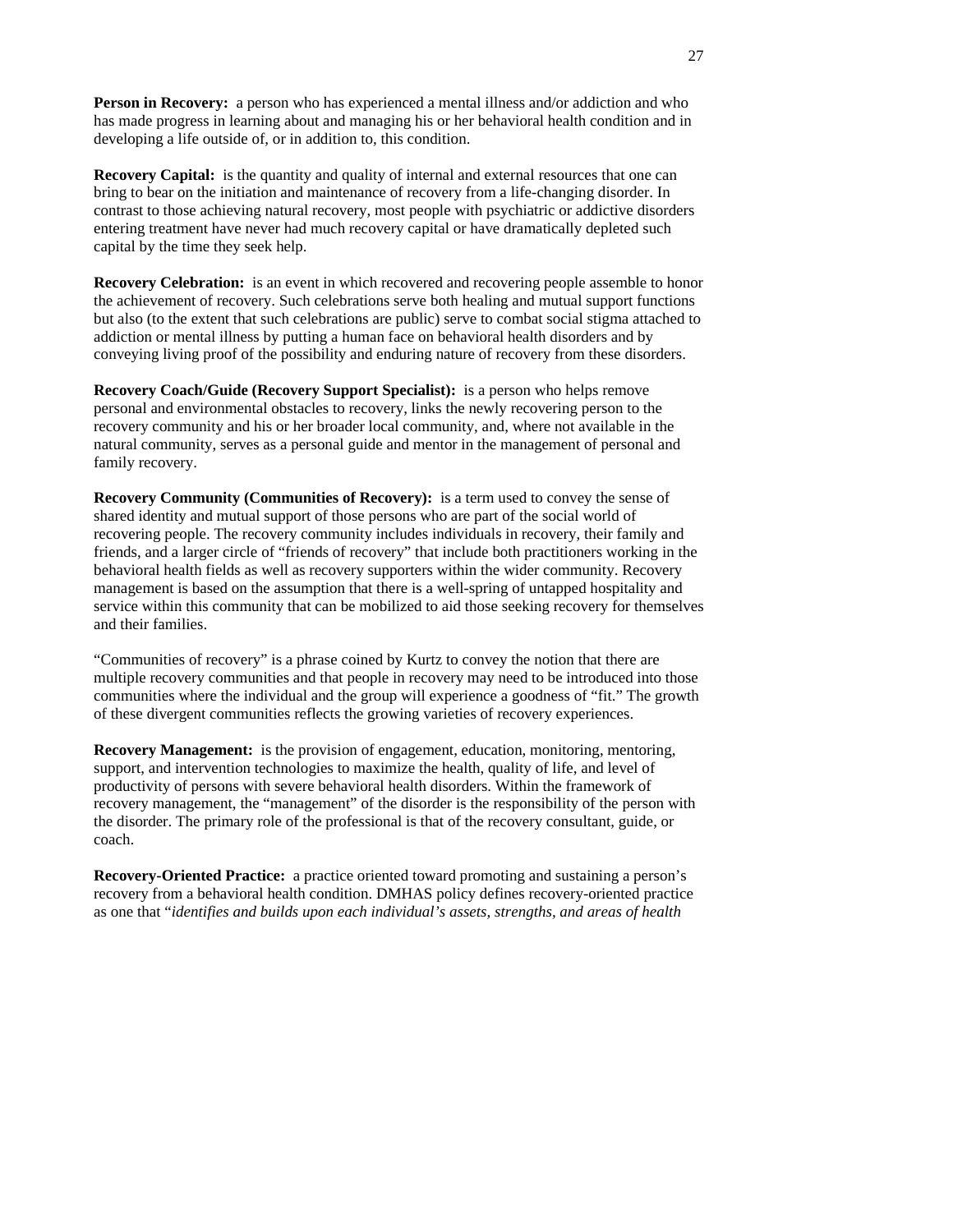**Person in Recovery:** a person who has experienced a mental illness and/or addiction and who has made progress in learning about and managing his or her behavioral health condition and in developing a life outside of, or in addition to, this condition.

**Recovery Capital:** is the quantity and quality of internal and external resources that one can bring to bear on the initiation and maintenance of recovery from a life-changing disorder. In contrast to those achieving natural recovery, most people with psychiatric or addictive disorders entering treatment have never had much recovery capital or have dramatically depleted such capital by the time they seek help.

**Recovery Celebration:** is an event in which recovered and recovering people assemble to honor the achievement of recovery. Such celebrations serve both healing and mutual support functions but also (to the extent that such celebrations are public) serve to combat social stigma attached to addiction or mental illness by putting a human face on behavioral health disorders and by conveying living proof of the possibility and enduring nature of recovery from these disorders.

**Recovery Coach/Guide (Recovery Support Specialist):** is a person who helps remove personal and environmental obstacles to recovery, links the newly recovering person to the recovery community and his or her broader local community, and, where not available in the natural community, serves as a personal guide and mentor in the management of personal and family recovery.

**Recovery Community (Communities of Recovery):** is a term used to convey the sense of shared identity and mutual support of those persons who are part of the social world of recovering people. The recovery community includes individuals in recovery, their family and friends, and a larger circle of "friends of recovery" that include both practitioners working in the behavioral health fields as well as recovery supporters within the wider community. Recovery management is based on the assumption that there is a well-spring of untapped hospitality and service within this community that can be mobilized to aid those seeking recovery for themselves and their families.

"Communities of recovery" is a phrase coined by Kurtz to convey the notion that there are multiple recovery communities and that people in recovery may need to be introduced into those communities where the individual and the group will experience a goodness of "fit." The growth of these divergent communities reflects the growing varieties of recovery experiences.

**Recovery Management:** is the provision of engagement, education, monitoring, mentoring, support, and intervention technologies to maximize the health, quality of life, and level of productivity of persons with severe behavioral health disorders. Within the framework of recovery management, the "management" of the disorder is the responsibility of the person with the disorder. The primary role of the professional is that of the recovery consultant, guide, or coach.

**Recovery-Oriented Practice:** a practice oriented toward promoting and sustaining a person's recovery from a behavioral health condition. DMHAS policy defines recovery-oriented practice as one that "*identifies and builds upon each individual's assets, strengths, and areas of health*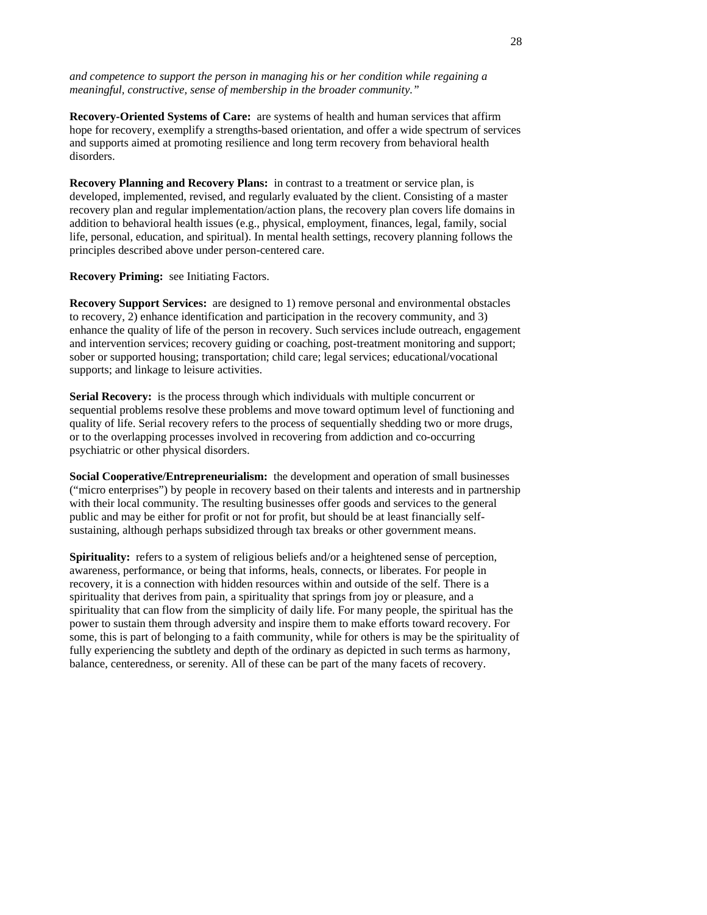*and competence to support the person in managing his or her condition while regaining a meaningful, constructive, sense of membership in the broader community."*

**Recovery-Oriented Systems of Care:** are systems of health and human services that affirm hope for recovery, exemplify a strengths-based orientation, and offer a wide spectrum of services and supports aimed at promoting resilience and long term recovery from behavioral health disorders.

**Recovery Planning and Recovery Plans:** in contrast to a treatment or service plan, is developed, implemented, revised, and regularly evaluated by the client. Consisting of a master recovery plan and regular implementation/action plans, the recovery plan covers life domains in addition to behavioral health issues (e.g., physical, employment, finances, legal, family, social life, personal, education, and spiritual). In mental health settings, recovery planning follows the principles described above under person-centered care.

**Recovery Priming:** see Initiating Factors.

**Recovery Support Services:** are designed to 1) remove personal and environmental obstacles to recovery, 2) enhance identification and participation in the recovery community, and 3) enhance the quality of life of the person in recovery. Such services include outreach, engagement and intervention services; recovery guiding or coaching, post-treatment monitoring and support; sober or supported housing; transportation; child care; legal services; educational/vocational supports; and linkage to leisure activities.

**Serial Recovery:** is the process through which individuals with multiple concurrent or sequential problems resolve these problems and move toward optimum level of functioning and quality of life. Serial recovery refers to the process of sequentially shedding two or more drugs, or to the overlapping processes involved in recovering from addiction and co-occurring psychiatric or other physical disorders.

**Social Cooperative/Entrepreneurialism:** the development and operation of small businesses ("micro enterprises") by people in recovery based on their talents and interests and in partnership with their local community. The resulting businesses offer goods and services to the general public and may be either for profit or not for profit, but should be at least financially self-sustaining, although perhaps subsidized through tax breaks or other government means.

**Spirituality:** refers to a system of religious beliefs and/or a heightened sense of perception, awareness, performance, or being that informs, heals, connects, or liberates. For people in recovery, it is a connection with hidden resources within and outside of the self. There is a spirituality that derives from pain, a spirituality that springs from joy or pleasure, and a spirituality that can flow from the simplicity of daily life. For many people, the spiritual has the power to sustain them through adversity and inspire them to make efforts toward recovery. For some, this is part of belonging to a faith community, while for others is may be the spirituality of fully experiencing the subtlety and depth of the ordinary as depicted in such terms as harmony, balance, centeredness, or serenity. All of these can be part of the many facets of recovery.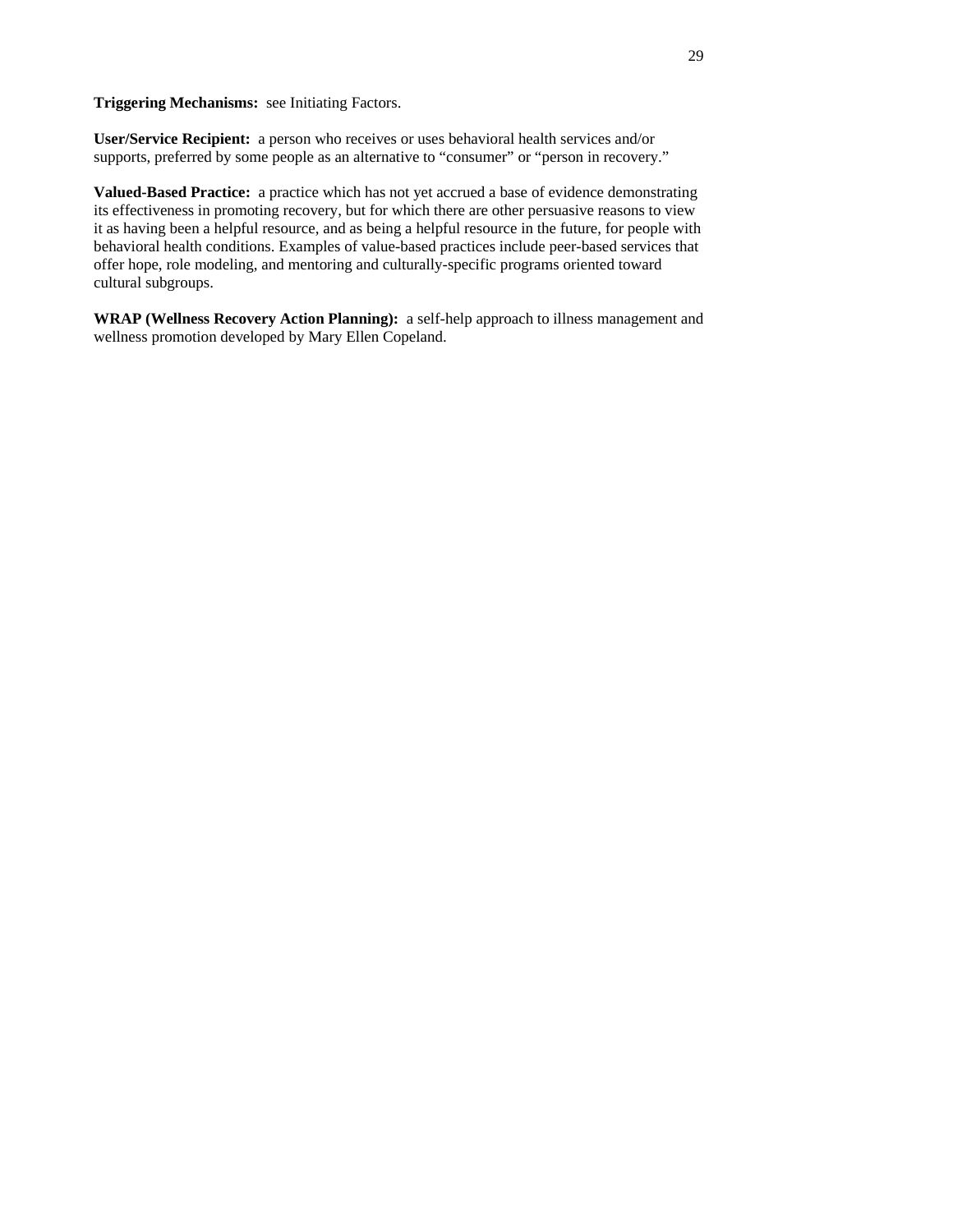**Triggering Mechanisms:** see Initiating Factors.

**User/Service Recipient:** a person who receives or uses behavioral health services and/or supports, preferred by some people as an alternative to "consumer" or "person in recovery."

**Valued-Based Practice:** a practice which has not yet accrued a base of evidence demonstrating its effectiveness in promoting recovery, but for which there are other persuasive reasons to view it as having been a helpful resource, and as being a helpful resource in the future, for people with behavioral health conditions. Examples of value-based practices include peer-based services that offer hope, role modeling, and mentoring and culturally-specific programs oriented toward cultural subgroups.

**WRAP (Wellness Recovery Action Planning):** a self-help approach to illness management and wellness promotion developed by Mary Ellen Copeland.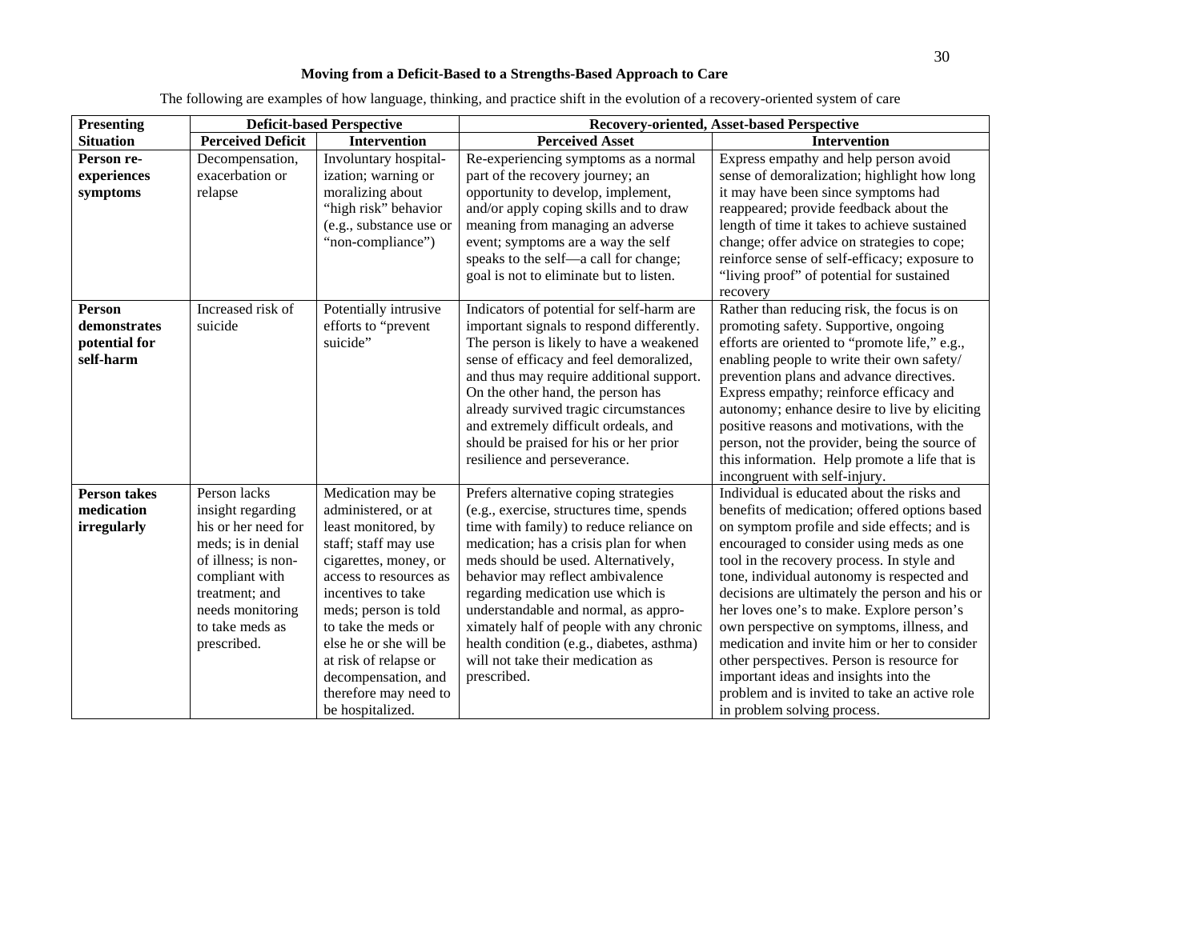**Moving from a Deficit-Based to a Strengths-Based Approach to Care**

The following are examples of how language, thinking, and practice shift in the evolution of a recovery-oriented system of care

| Presenting | Deficit-based Perspective | | Recovery-oriented, Asset-based Perspective | |
|---|---|---|---|---|
| **Situation** | **Perceived Deficit** | **Intervention** | **Perceived Asset** | **Intervention** |
| **Person re-experiences symptoms** | Decompensation, exacerbation or relapse | Involuntary hospitalization; warning or moralizing about "high risk" behavior (e.g., substance use or "non-compliance") | Re-experiencing symptoms as a normal part of the recovery journey; an opportunity to develop, implement, and/or apply coping skills and to draw meaning from managing an adverse event; symptoms are a way the self speaks to the self—a call for change; goal is not to eliminate but to listen. | Express empathy and help person avoid sense of demoralization; highlight how long it may have been since symptoms had reappeared; provide feedback about the length of time it takes to achieve sustained change; offer advice on strategies to cope; reinforce sense of self-efficacy; exposure to "living proof" of potential for sustained recovery |
| **Person demonstrates potential for self-harm** | Increased risk of suicide | Potentially intrusive efforts to "prevent suicide" | Indicators of potential for self-harm are important signals to respond differently. The person is likely to have a weakened sense of efficacy and feel demoralized, and thus may require additional support. On the other hand, the person has already survived tragic circumstances and extremely difficult ordeals, and should be praised for his or her prior resilience and perseverance. | Rather than reducing risk, the focus is on promoting safety. Supportive, ongoing efforts are oriented to "promote life," e.g., enabling people to write their own safety/ prevention plans and advance directives. Express empathy; reinforce efficacy and autonomy; enhance desire to live by eliciting positive reasons and motivations, with the person, not the provider, being the source of this information. Help promote a life that is incongruent with self-injury. |
| **Person takes medication irregularly** | Person lacks insight regarding his or her need for meds; is in denial of illness; is non-compliant with treatment; and needs monitoring to take meds as prescribed. | Medication may be administered, or at least monitored, by staff; staff may use cigarettes, money, or access to resources as incentives to take meds; person is told to take the meds or else he or she will be at risk of relapse or decompensation, and therefore may need to be hospitalized. | Prefers alternative coping strategies (e.g., exercise, structures time, spends time with family) to reduce reliance on medication; has a crisis plan for when meds should be used. Alternatively, behavior may reflect ambivalence regarding medication use which is understandable and normal, as approximately half of people with any chronic health condition (e.g., diabetes, asthma) will not take their medication as prescribed. | Individual is educated about the risks and benefits of medication; offered options based on symptom profile and side effects; and is encouraged to consider using meds as one tool in the recovery process. In style and tone, individual autonomy is respected and decisions are ultimately the person and his or her loves one's to make. Explore person's own perspective on symptoms, illness, and medication and invite him or her to consider other perspectives. Person is resource for important ideas and insights into the problem and is invited to take an active role in problem solving process. |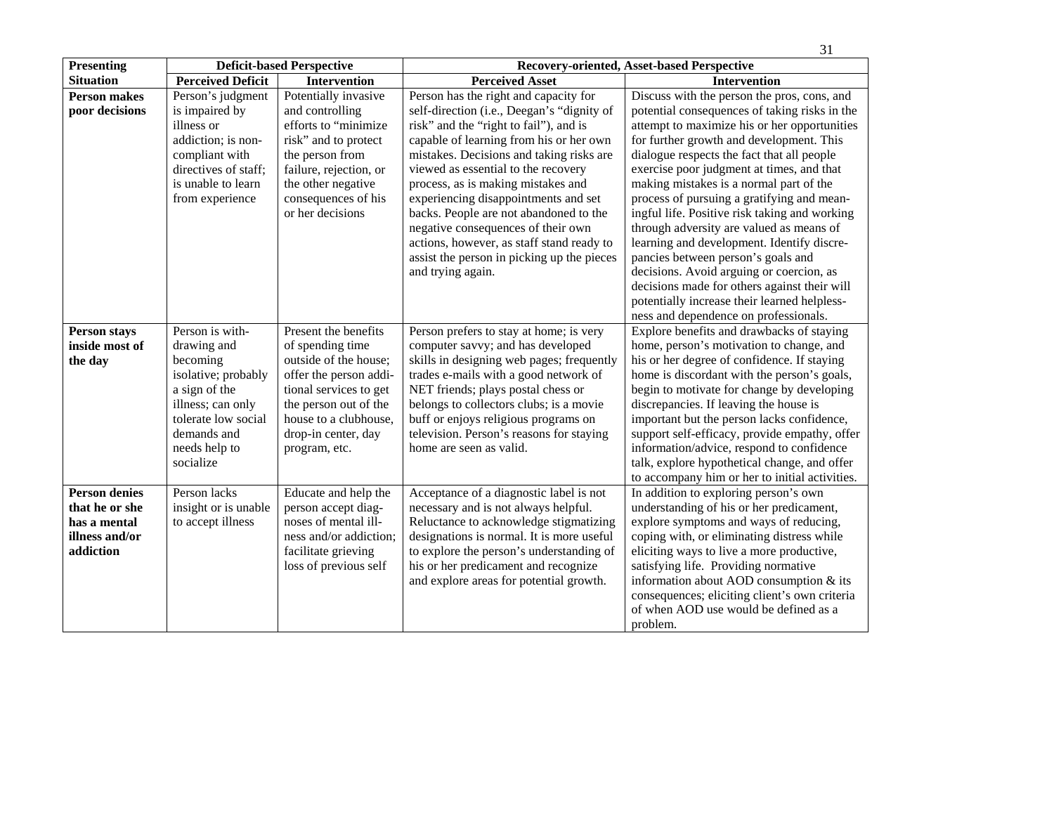| Presenting Situation | Deficit-based Perspective | | Recovery-oriented, Asset-based Perspective | |
|---|---|---|---|---|
| | **Perceived Deficit** | **Intervention** | **Perceived Asset** | **Intervention** |
| **Person makes poor decisions** | Person's judgment is impaired by illness or addiction; is non-compliant with directives of staff; is unable to learn from experience | Potentially invasive and controlling efforts to "minimize risk" and to protect the person from failure, rejection, or the other negative consequences of his or her decisions | Person has the right and capacity for self-direction (i.e., Deegan's "dignity of risk" and the "right to fail"), and is capable of learning from his or her own mistakes. Decisions and taking risks are viewed as essential to the recovery process, as is making mistakes and experiencing disappointments and set backs. People are not abandoned to the negative consequences of their own actions, however, as staff stand ready to assist the person in picking up the pieces and trying again. | Discuss with the person the pros, cons, and potential consequences of taking risks in the attempt to maximize his or her opportunities for further growth and development. This dialogue respects the fact that all people exercise poor judgment at times, and that making mistakes is a normal part of the process of pursuing a gratifying and meaningful life. Positive risk taking and working through adversity are valued as means of learning and development. Identify discrepancies between person's goals and decisions. Avoid arguing or coercion, as decisions made for others against their will potentially increase their learned helplessness and dependence on professionals. |
| **Person stays inside most of the day** | Person is withdrawing and becoming isolative; probably a sign of the illness; can only tolerate low social demands and needs help to socialize | Present the benefits of spending time outside of the house; offer the person additional services to get the person out of the house to a clubhouse, drop-in center, day program, etc. | Person prefers to stay at home; is very computer savvy; and has developed skills in designing web pages; frequently trades e-mails with a good network of NET friends; plays postal chess or belongs to collectors clubs; is a movie buff or enjoys religious programs on television. Person's reasons for staying home are seen as valid. | Explore benefits and drawbacks of staying home, person's motivation to change, and his or her degree of confidence. If staying home is discordant with the person's goals, begin to motivate for change by developing discrepancies. If leaving the house is important but the person lacks confidence, support self-efficacy, provide empathy, offer information/advice, respond to confidence talk, explore hypothetical change, and offer to accompany him or her to initial activities. |
| **Person denies that he or she has a mental illness and/or addiction** | Person lacks insight or is unable to accept illness | Educate and help the person accept diagnoses of mental illness and/or addiction; facilitate grieving loss of previous self | Acceptance of a diagnostic label is not necessary and is not always helpful. Reluctance to acknowledge stigmatizing designations is normal. It is more useful to explore the person's understanding of his or her predicament and recognize and explore areas for potential growth. | In addition to exploring person's own understanding of his or her predicament, explore symptoms and ways of reducing, coping with, or eliminating distress while eliciting ways to live a more productive, satisfying life. Providing normative information about AOD consumption & its consequences; eliciting client's own criteria of when AOD use would be defined as a problem. |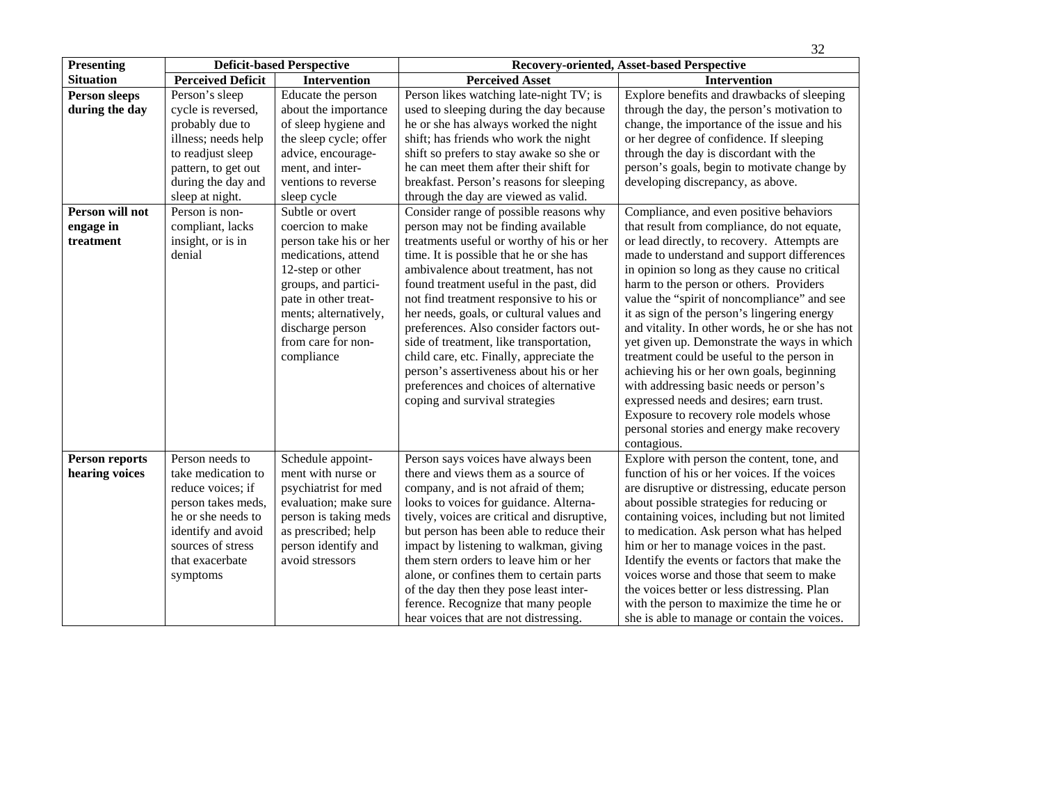| Presenting Situation | Deficit-based Perspective | | Recovery-oriented, Asset-based Perspective | |
|---|---|---|---|---|
| | **Perceived Deficit** | **Intervention** | **Perceived Asset** | **Intervention** |
| **Person sleeps during the day** | Person's sleep cycle is reversed, probably due to illness; needs help to readjust sleep pattern, to get out during the day and sleep at night. | Educate the person about the importance of sleep hygiene and the sleep cycle; offer advice, encouragement, and interventions to reverse sleep cycle | Person likes watching late-night TV; is used to sleeping during the day because he or she has always worked the night shift; has friends who work the night shift so prefers to stay awake so she or he can meet them after their shift for breakfast. Person's reasons for sleeping through the day are viewed as valid. | Explore benefits and drawbacks of sleeping through the day, the person's motivation to change, the importance of the issue and his or her degree of confidence. If sleeping through the day is discordant with the person's goals, begin to motivate change by developing discrepancy, as above. |
| **Person will not engage in treatment** | Person is non-compliant, lacks insight, or is in denial | Subtle or overt coercion to make person take his or her medications, attend 12-step or other groups, and participate in other treatments; alternatively, discharge person from care for non-compliance | Consider range of possible reasons why person may not be finding available treatments useful or worthy of his or her time. It is possible that he or she has ambivalence about treatment, has not found treatment useful in the past, did not find treatment responsive to his or her needs, goals, or cultural values and preferences. Also consider factors outside of treatment, like transportation, child care, etc. Finally, appreciate the person's assertiveness about his or her preferences and choices of alternative coping and survival strategies | Compliance, and even positive behaviors that result from compliance, do not equate, or lead directly, to recovery. Attempts are made to understand and support differences in opinion so long as they cause no critical harm to the person or others. Providers value the "spirit of noncompliance" and see it as sign of the person's lingering energy and vitality. In other words, he or she has not yet given up. Demonstrate the ways in which treatment could be useful to the person in achieving his or her own goals, beginning with addressing basic needs or person's expressed needs and desires; earn trust. Exposure to recovery role models whose personal stories and energy make recovery contagious. |
| **Person reports hearing voices** | Person needs to take medication to reduce voices; if person takes meds, he or she needs to identify and avoid sources of stress that exacerbate symptoms | Schedule appointment with nurse or psychiatrist for med evaluation; make sure person is taking meds as prescribed; help person identify and avoid stressors | Person says voices have always been there and views them as a source of company, and is not afraid of them; looks to voices for guidance. Alternatively, voices are critical and disruptive, but person has been able to reduce their impact by listening to walkman, giving them stern orders to leave him or her alone, or confines them to certain parts of the day then they pose least interference. Recognize that many people hear voices that are not distressing. | Explore with person the content, tone, and function of his or her voices. If the voices are disruptive or distressing, educate person about possible strategies for reducing or containing voices, including but not limited to medication. Ask person what has helped him or her to manage voices in the past. Identify the events or factors that make the voices worse and those that seem to make the voices better or less distressing. Plan with the person to maximize the time he or she is able to manage or contain the voices. |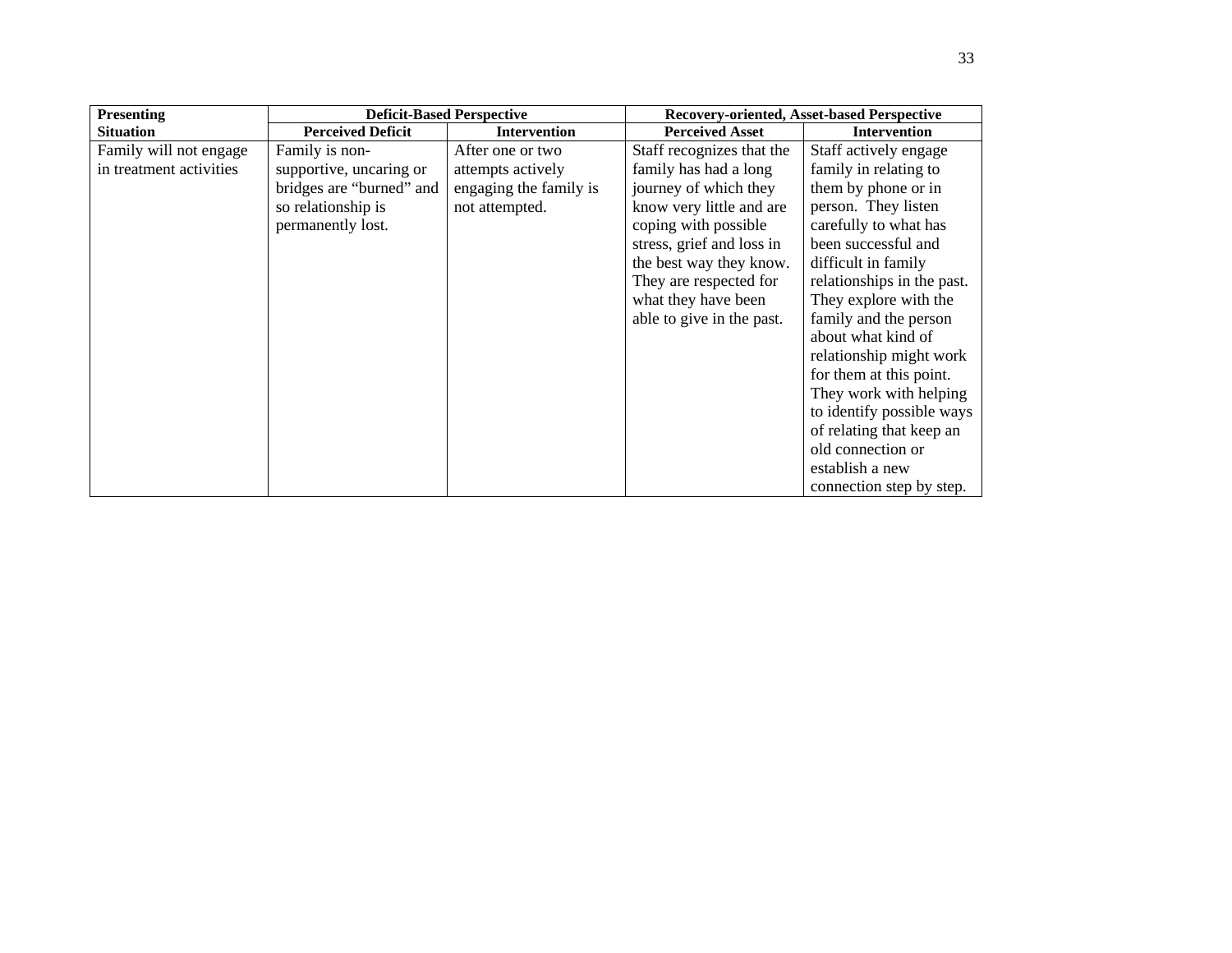| Presenting | Deficit-Based Perspective | | Recovery-oriented, Asset-based Perspective | |
|---|---|---|---|---|
| Situation | Perceived Deficit | Intervention | Perceived Asset | Intervention |
| Family will not engage in treatment activities | Family is non-supportive, uncaring or bridges are "burned" and so relationship is permanently lost. | After one or two attempts actively engaging the family is not attempted. | Staff recognizes that the family has had a long journey of which they know very little and are coping with possible stress, grief and loss in the best way they know. They are respected for what they have been able to give in the past. | Staff actively engage family in relating to them by phone or in person. They listen carefully to what has been successful and difficult in family relationships in the past. They explore with the family and the person about what kind of relationship might work for them at this point. They work with helping to identify possible ways of relating that keep an old connection or establish a new connection step by step. |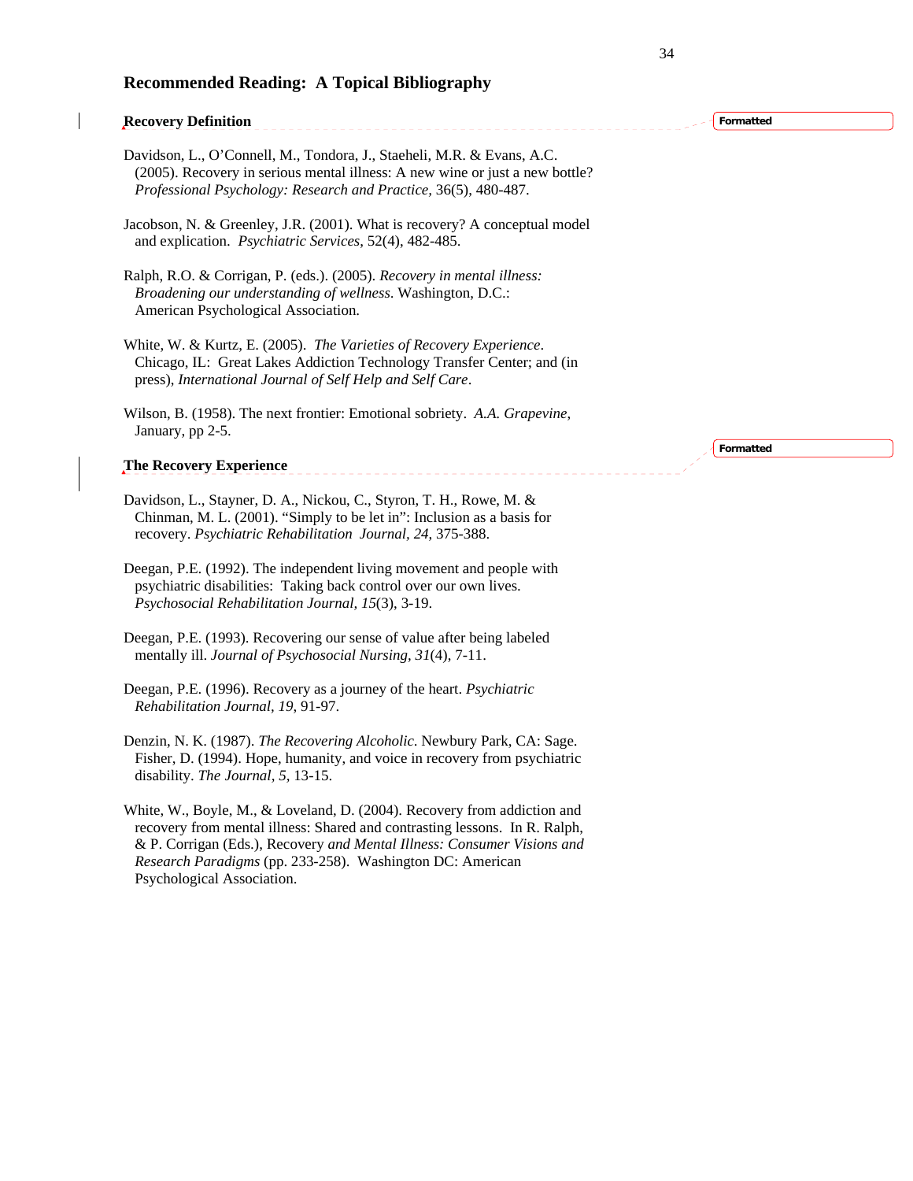## Recommended Reading: A Topical Bibliography

### Recovery Definition

Davidson, L., O'Connell, M., Tondora, J., Staeheli, M.R. & Evans, A.C. (2005). Recovery in serious mental illness: A new wine or just a new bottle? *Professional Psychology: Research and Practice*, 36(5), 480-487.

Jacobson, N. & Greenley, J.R. (2001). What is recovery? A conceptual model and explication. *Psychiatric Services*, 52(4), 482-485.

Ralph, R.O. & Corrigan, P. (eds.). (2005). *Recovery in mental illness: Broadening our understanding of wellness*. Washington, D.C.: American Psychological Association.

White, W. & Kurtz, E. (2005). *The Varieties of Recovery Experience*. Chicago, IL: Great Lakes Addiction Technology Transfer Center; and (in press), *International Journal of Self Help and Self Care*.

Wilson, B. (1958). The next frontier: Emotional sobriety. *A.A. Grapevine*, January, pp 2-5.

### The Recovery Experience

Davidson, L., Stayner, D. A., Nickou, C., Styron, T. H., Rowe, M. & Chinman, M. L. (2001). "Simply to be let in": Inclusion as a basis for recovery. *Psychiatric Rehabilitation Journal, 24*, 375-388.

Deegan, P.E. (1992). The independent living movement and people with psychiatric disabilities: Taking back control over our own lives. *Psychosocial Rehabilitation Journal, 15*(3), 3-19.

Deegan, P.E. (1993). Recovering our sense of value after being labeled mentally ill. *Journal of Psychosocial Nursing, 31*(4), 7-11.

Deegan, P.E. (1996). Recovery as a journey of the heart. *Psychiatric Rehabilitation Journal, 19*, 91-97.

Denzin, N. K. (1987). *The Recovering Alcoholic*. Newbury Park, CA: Sage. Fisher, D. (1994). Hope, humanity, and voice in recovery from psychiatric disability. *The Journal, 5*, 13-15.

White, W., Boyle, M., & Loveland, D. (2004). Recovery from addiction and recovery from mental illness: Shared and contrasting lessons. In R. Ralph, & P. Corrigan (Eds.), Recovery *and Mental Illness: Consumer Visions and Research Paradigms* (pp. 233-258). Washington DC: American Psychological Association.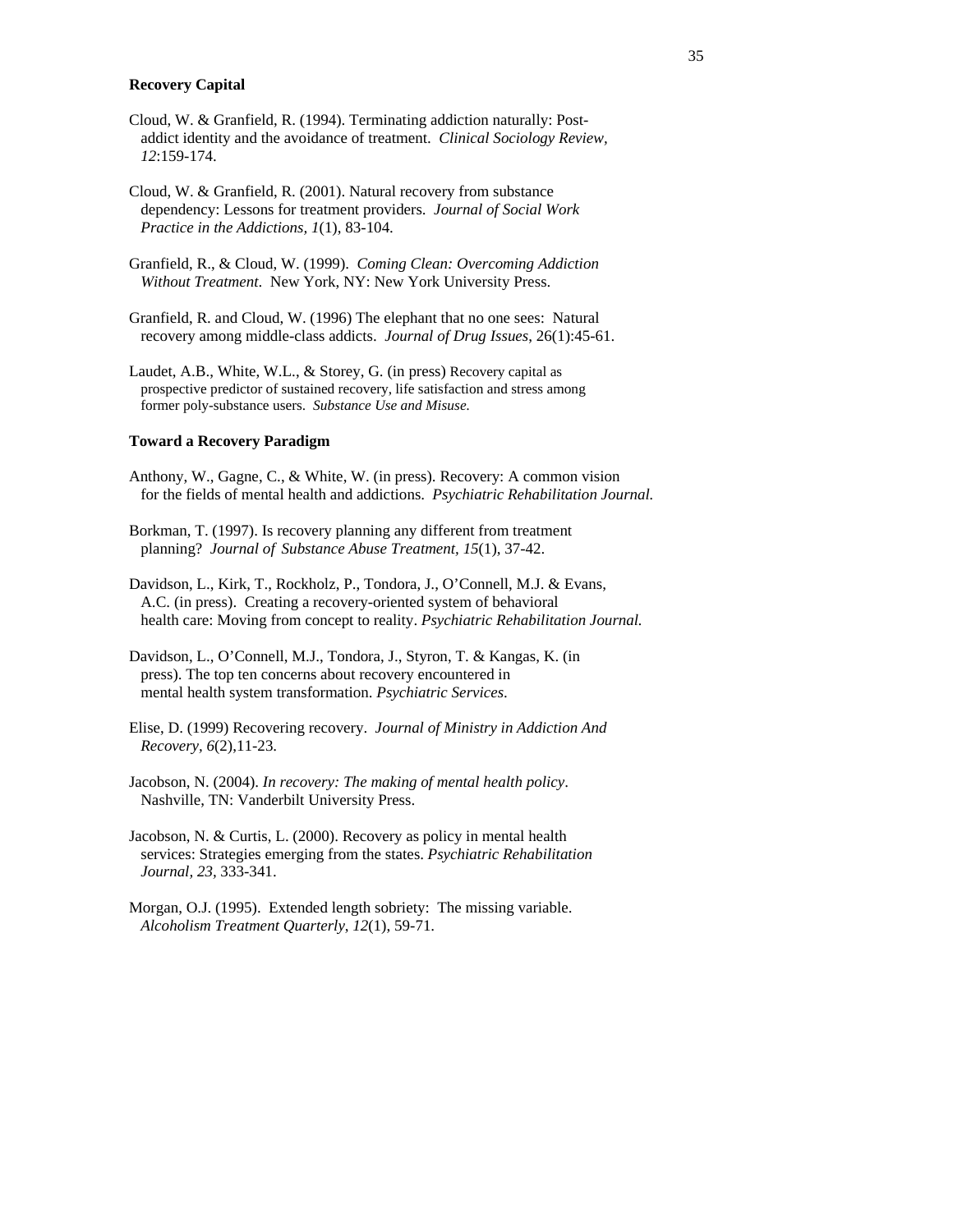**Recovery Capital**

Cloud, W. & Granfield, R. (1994). Terminating addiction naturally: Post-addict identity and the avoidance of treatment. *Clinical Sociology Review, 12*:159-174.

Cloud, W. & Granfield, R. (2001). Natural recovery from substance dependency: Lessons for treatment providers. *Journal of Social Work Practice in the Addictions, 1*(1), 83-104.

Granfield, R., & Cloud, W. (1999). *Coming Clean: Overcoming Addiction Without Treatment*. New York, NY: New York University Press.

Granfield, R. and Cloud, W. (1996) The elephant that no one sees: Natural recovery among middle-class addicts. *Journal of Drug Issues*, 26(1):45-61.

Laudet, A.B., White, W.L., & Storey, G. (in press) Recovery capital as prospective predictor of sustained recovery, life satisfaction and stress among former poly-substance users. *Substance Use and Misuse.*

**Toward a Recovery Paradigm**

Anthony, W., Gagne, C., & White, W. (in press). Recovery: A common vision for the fields of mental health and addictions. *Psychiatric Rehabilitation Journal.*

Borkman, T. (1997). Is recovery planning any different from treatment planning? *Journal of Substance Abuse Treatment*, *15*(1), 37-42.

Davidson, L., Kirk, T., Rockholz, P., Tondora, J., O'Connell, M.J. & Evans, A.C. (in press). Creating a recovery-oriented system of behavioral health care: Moving from concept to reality. *Psychiatric Rehabilitation Journal.*

Davidson, L., O'Connell, M.J., Tondora, J., Styron, T. & Kangas, K. (in press). The top ten concerns about recovery encountered in mental health system transformation. *Psychiatric Services*.

Elise, D. (1999) Recovering recovery. *Journal of Ministry in Addiction And Recovery, 6*(2),11-23.

Jacobson, N. (2004). *In recovery: The making of mental health policy*. Nashville, TN: Vanderbilt University Press.

Jacobson, N. & Curtis, L. (2000). Recovery as policy in mental health services: Strategies emerging from the states. *Psychiatric Rehabilitation Journal, 23,* 333-341.

Morgan, O.J. (1995). Extended length sobriety: The missing variable. *Alcoholism Treatment Quarterly*, *12*(1), 59-71.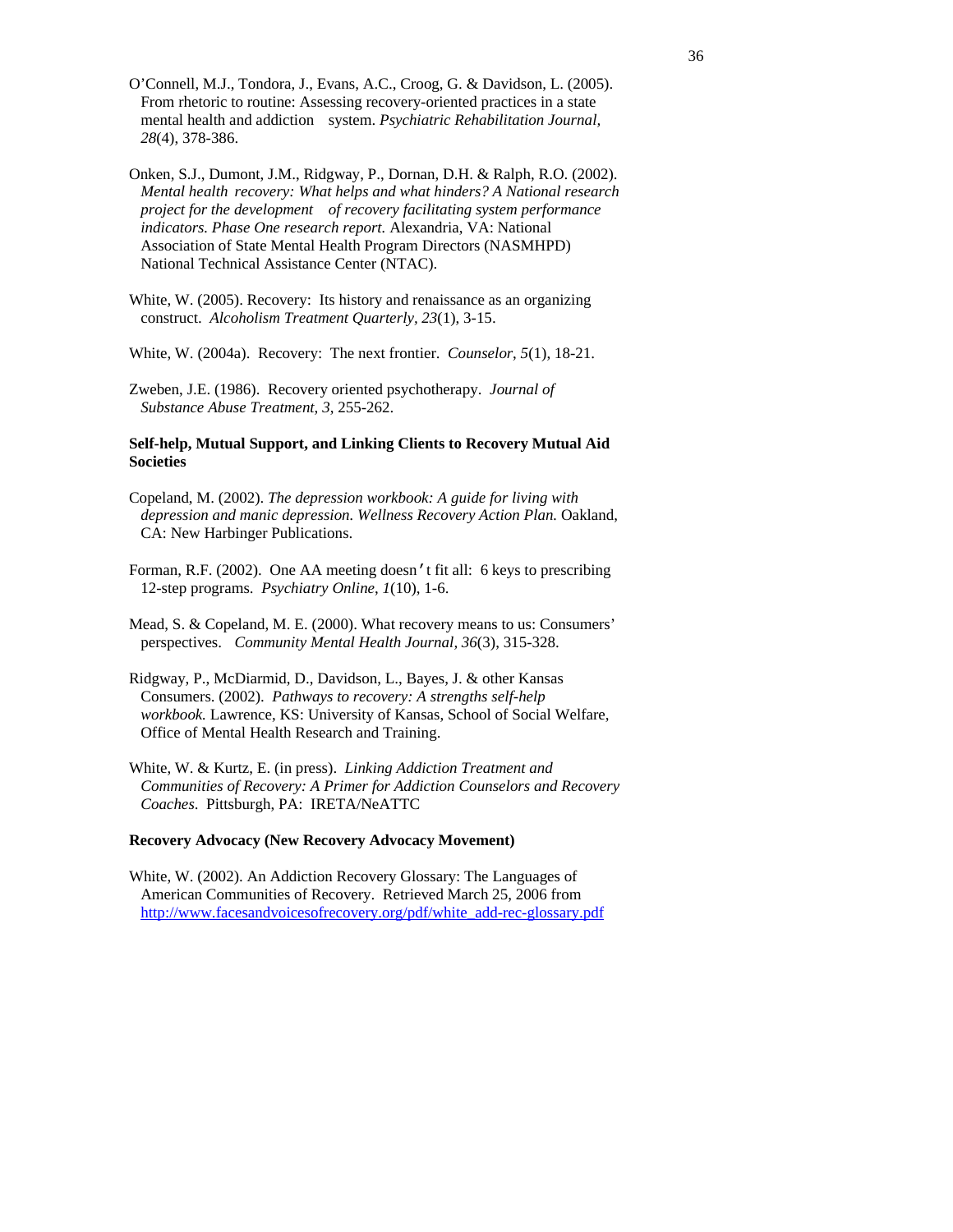O'Connell, M.J., Tondora, J., Evans, A.C., Croog, G. & Davidson, L. (2005). From rhetoric to routine: Assessing recovery-oriented practices in a state mental health and addiction system. *Psychiatric Rehabilitation Journal, 28*(4), 378-386.

Onken, S.J., Dumont, J.M., Ridgway, P., Dornan, D.H. & Ralph, R.O. (2002). *Mental health recovery: What helps and what hinders? A National research project for the development of recovery facilitating system performance indicators. Phase One research report.* Alexandria, VA: National Association of State Mental Health Program Directors (NASMHPD) National Technical Assistance Center (NTAC).

White, W. (2005). Recovery: Its history and renaissance as an organizing construct. *Alcoholism Treatment Quarterly, 23*(1), 3-15.

White, W. (2004a). Recovery: The next frontier. *Counselor, 5*(1), 18-21.

Zweben, J.E. (1986). Recovery oriented psychotherapy. *Journal of Substance Abuse Treatment, 3*, 255-262.

**Self-help, Mutual Support, and Linking Clients to Recovery Mutual Aid Societies**

Copeland, M. (2002). *The depression workbook: A guide for living with depression and manic depression. Wellness Recovery Action Plan.* Oakland, CA: New Harbinger Publications.

Forman, R.F. (2002). One AA meeting doesn't fit all: 6 keys to prescribing 12-step programs. *Psychiatry Online, 1*(10), 1-6.

Mead, S. & Copeland, M. E. (2000). What recovery means to us: Consumers' perspectives. *Community Mental Health Journal, 36*(3), 315-328.

Ridgway, P., McDiarmid, D., Davidson, L., Bayes, J. & other Kansas Consumers. (2002). *Pathways to recovery: A strengths self-help workbook.* Lawrence, KS: University of Kansas, School of Social Welfare, Office of Mental Health Research and Training.

White, W. & Kurtz, E. (in press). *Linking Addiction Treatment and Communities of Recovery: A Primer for Addiction Counselors and Recovery Coaches*. Pittsburgh, PA: IRETA/NeATTC

**Recovery Advocacy (New Recovery Advocacy Movement)**

White, W. (2002). An Addiction Recovery Glossary: The Languages of American Communities of Recovery. Retrieved March 25, 2006 from http://www.facesandvoicesofrecovery.org/pdf/white_add-rec-glossary.pdf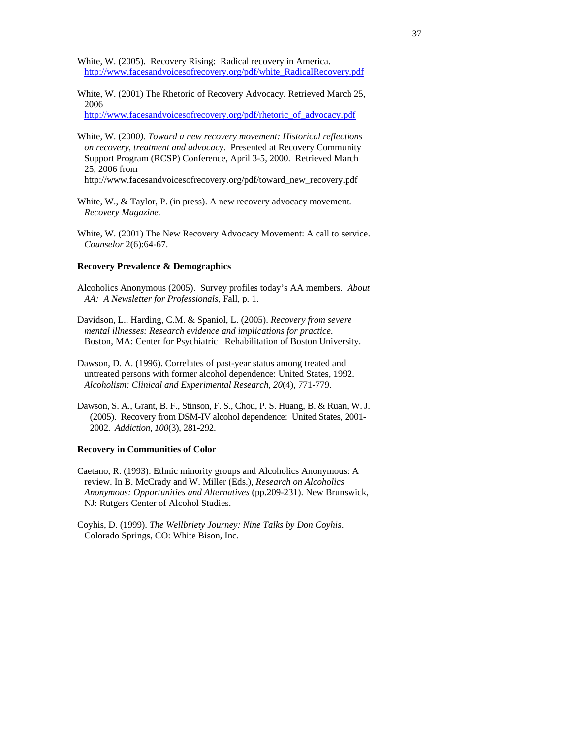White, W. (2005). Recovery Rising: Radical recovery in America. http://www.facesandvoicesofrecovery.org/pdf/white_RadicalRecovery.pdf

White, W. (2001) The Rhetoric of Recovery Advocacy. Retrieved March 25, 2006 http://www.facesandvoicesofrecovery.org/pdf/rhetoric_of_advocacy.pdf

White, W. (2000*). Toward a new recovery movement: Historical reflections on recovery, treatment and advocacy*. Presented at Recovery Community Support Program (RCSP) Conference, April 3-5, 2000. Retrieved March 25, 2006 from http://www.facesandvoicesofrecovery.org/pdf/toward_new_recovery.pdf

White, W., & Taylor, P. (in press). A new recovery advocacy movement. *Recovery Magazine.*

White, W. (2001) The New Recovery Advocacy Movement: A call to service. *Counselor* 2(6):64-67.

**Recovery Prevalence & Demographics**

Alcoholics Anonymous (2005). Survey profiles today's AA members. *About AA: A Newsletter for Professionals*, Fall, p. 1.

Davidson, L., Harding, C.M. & Spaniol, L. (2005). *Recovery from severe mental illnesses: Research evidence and implications for practice*. Boston, MA: Center for Psychiatric Rehabilitation of Boston University.

Dawson, D. A. (1996). Correlates of past-year status among treated and untreated persons with former alcohol dependence: United States, 1992. *Alcoholism: Clinical and Experimental Research, 20*(4), 771-779.

Dawson, S. A., Grant, B. F., Stinson, F. S., Chou, P. S. Huang, B. & Ruan, W. J. (2005). Recovery from DSM-IV alcohol dependence: United States, 2001-2002. *Addiction*, *100*(3), 281-292.

**Recovery in Communities of Color**

Caetano, R. (1993). Ethnic minority groups and Alcoholics Anonymous: A review. In B. McCrady and W. Miller (Eds.), *Research on Alcoholics Anonymous: Opportunities and Alternatives* (pp.209-231). New Brunswick, NJ: Rutgers Center of Alcohol Studies.

Coyhis, D. (1999). *The Wellbriety Journey: Nine Talks by Don Coyhis*. Colorado Springs, CO: White Bison, Inc.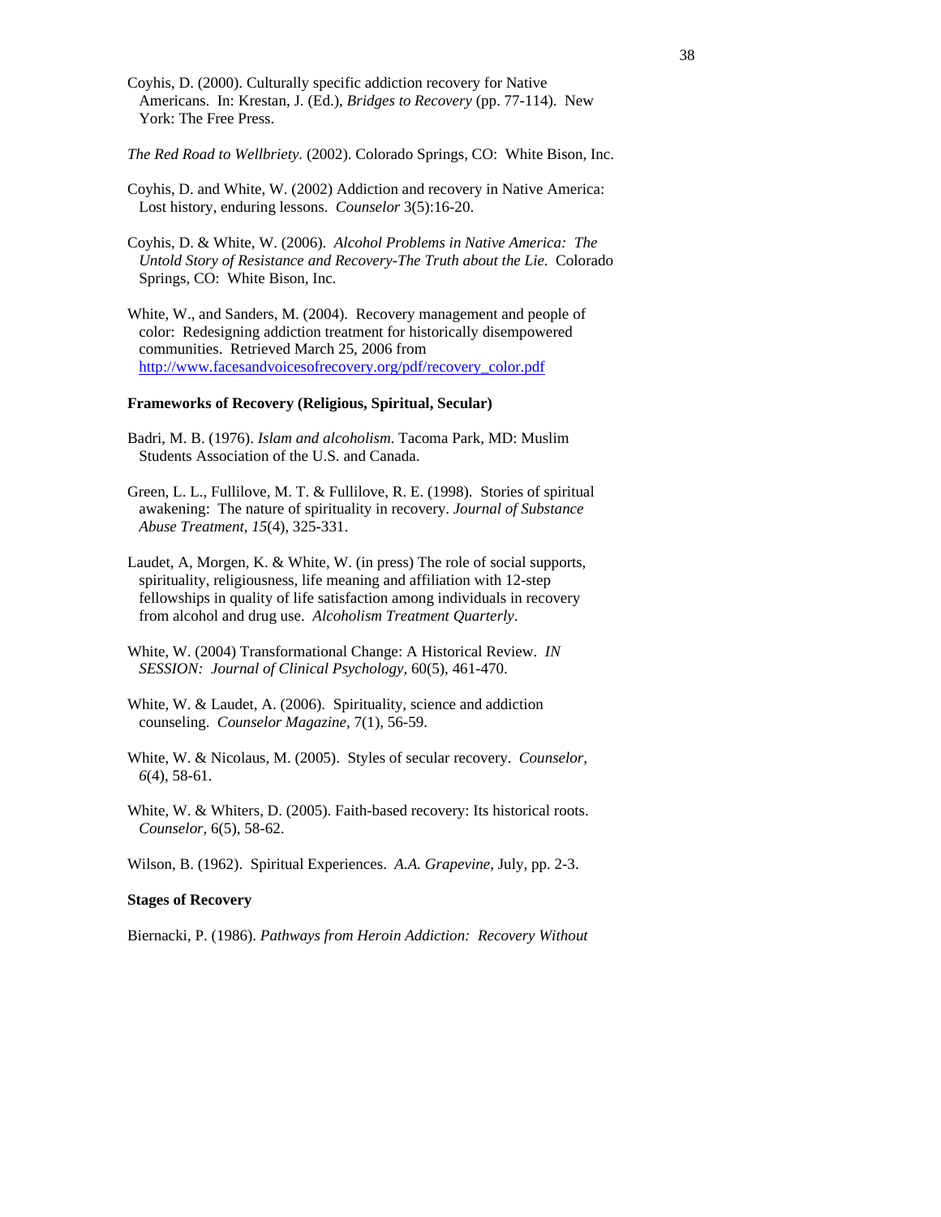Coyhis, D. (2000). Culturally specific addiction recovery for Native Americans. In: Krestan, J. (Ed.), *Bridges to Recovery* (pp. 77-114). New York: The Free Press.

*The Red Road to Wellbriety.* (2002). Colorado Springs, CO: White Bison, Inc.

Coyhis, D. and White, W. (2002) Addiction and recovery in Native America: Lost history, enduring lessons. *Counselor* 3(5):16-20.

Coyhis, D. & White, W. (2006). *Alcohol Problems in Native America: The Untold Story of Resistance and Recovery-The Truth about the Lie*. Colorado Springs, CO: White Bison, Inc.

White, W., and Sanders, M. (2004). Recovery management and people of color: Redesigning addiction treatment for historically disempowered communities. Retrieved March 25, 2006 from http://www.facesandvoicesofrecovery.org/pdf/recovery_color.pdf

**Frameworks of Recovery (Religious, Spiritual, Secular)**

Badri, M. B. (1976). *Islam and alcoholism*. Tacoma Park, MD: Muslim Students Association of the U.S. and Canada.

Green, L. L., Fullilove, M. T. & Fullilove, R. E. (1998). Stories of spiritual awakening: The nature of spirituality in recovery. *Journal of Substance Abuse Treatment*, *15*(4), 325-331.

Laudet, A, Morgen, K. & White, W. (in press) The role of social supports, spirituality, religiousness, life meaning and affiliation with 12-step fellowships in quality of life satisfaction among individuals in recovery from alcohol and drug use. *Alcoholism Treatment Quarterly*.

White, W. (2004) Transformational Change: A Historical Review. *IN SESSION: Journal of Clinical Psychology,* 60(5), 461-470.

White, W. & Laudet, A. (2006). Spirituality, science and addiction counseling. *Counselor Magazine,* 7(1), 56-59.

White, W. & Nicolaus, M. (2005). Styles of secular recovery. *Counselor, 6*(4), 58-61.

White, W. & Whiters, D. (2005). Faith-based recovery: Its historical roots. *Counselor,* 6(5), 58-62.

Wilson, B. (1962). Spiritual Experiences. *A.A. Grapevine*, July, pp. 2-3.

**Stages of Recovery**

Biernacki, P. (1986). *Pathways from Heroin Addiction: Recovery Without*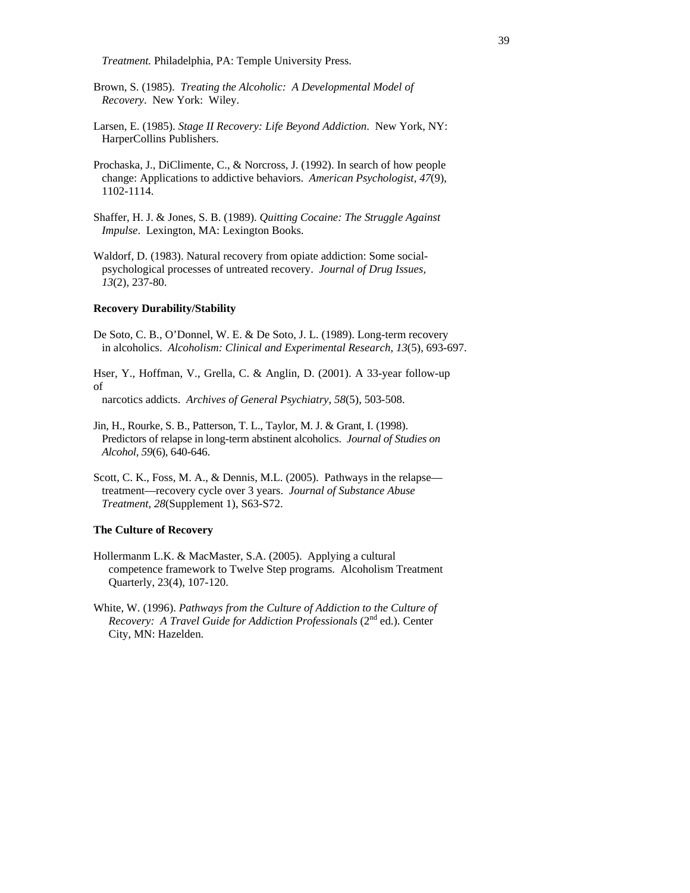*Treatment.* Philadelphia, PA: Temple University Press.

Brown, S. (1985). *Treating the Alcoholic: A Developmental Model of Recovery*. New York: Wiley.

Larsen, E. (1985). *Stage II Recovery: Life Beyond Addiction*. New York, NY: HarperCollins Publishers.

Prochaska, J., DiClimente, C., & Norcross, J. (1992). In search of how people change: Applications to addictive behaviors. *American Psychologist, 47*(9), 1102-1114.

Shaffer, H. J. & Jones, S. B. (1989). *Quitting Cocaine: The Struggle Against Impulse*. Lexington, MA: Lexington Books.

Waldorf, D. (1983). Natural recovery from opiate addiction: Some social-psychological processes of untreated recovery. *Journal of Drug Issues, 13*(2), 237-80.

**Recovery Durability/Stability**

De Soto, C. B., O'Donnel, W. E. & De Soto, J. L. (1989). Long-term recovery in alcoholics. *Alcoholism: Clinical and Experimental Research, 13*(5), 693-697.

Hser, Y., Hoffman, V., Grella, C. & Anglin, D. (2001). A 33-year follow-up of narcotics addicts. *Archives of General Psychiatry, 58*(5), 503-508.

Jin, H., Rourke, S. B., Patterson, T. L., Taylor, M. J. & Grant, I. (1998). Predictors of relapse in long-term abstinent alcoholics. *Journal of Studies on Alcohol, 59*(6), 640-646.

Scott, C. K., Foss, M. A., & Dennis, M.L. (2005). Pathways in the relapse—treatment—recovery cycle over 3 years. *Journal of Substance Abuse Treatment, 28*(Supplement 1), S63-S72.

**The Culture of Recovery**

Hollermanm L.K. & MacMaster, S.A. (2005). Applying a cultural competence framework to Twelve Step programs. Alcoholism Treatment Quarterly, 23(4), 107-120.

White, W. (1996). *Pathways from the Culture of Addiction to the Culture of Recovery: A Travel Guide for Addiction Professionals* (2nd ed.). Center City, MN: Hazelden.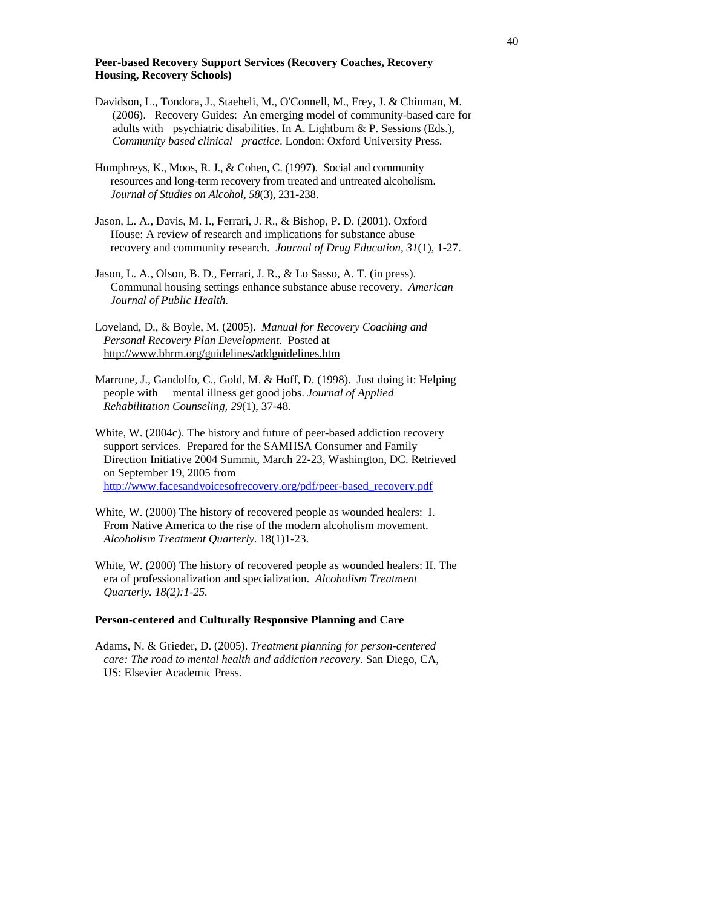**Peer-based Recovery Support Services (Recovery Coaches, Recovery Housing, Recovery Schools)**

Davidson, L., Tondora, J., Staeheli, M., O'Connell, M., Frey, J. & Chinman, M. (2006). Recovery Guides: An emerging model of community-based care for adults with psychiatric disabilities. In A. Lightburn & P. Sessions (Eds.), *Community based clinical practice*. London: Oxford University Press.

Humphreys, K., Moos, R. J., & Cohen, C. (1997). Social and community resources and long-term recovery from treated and untreated alcoholism. *Journal of Studies on Alcohol*, *58*(3), 231-238.

Jason, L. A., Davis, M. I., Ferrari, J. R., & Bishop, P. D. (2001). Oxford House: A review of research and implications for substance abuse recovery and community research. *Journal of Drug Education, 31*(1), 1-27.

Jason, L. A., Olson, B. D., Ferrari, J. R., & Lo Sasso, A. T. (in press). Communal housing settings enhance substance abuse recovery. *American Journal of Public Health.*

Loveland, D., & Boyle, M. (2005). *Manual for Recovery Coaching and Personal Recovery Plan Development*. Posted at http://www.bhrm.org/guidelines/addguidelines.htm

Marrone, J., Gandolfo, C., Gold, M. & Hoff, D. (1998). Just doing it: Helping people with mental illness get good jobs. *Journal of Applied Rehabilitation Counseling, 29*(1), 37-48.

White, W. (2004c). The history and future of peer-based addiction recovery support services. Prepared for the SAMHSA Consumer and Family Direction Initiative 2004 Summit, March 22-23, Washington, DC. Retrieved on September 19, 2005 from http://www.facesandvoicesofrecovery.org/pdf/peer-based_recovery.pdf

White, W. (2000) The history of recovered people as wounded healers: I. From Native America to the rise of the modern alcoholism movement. *Alcoholism Treatment Quarterly*. 18(1)1-23.

White, W. (2000) The history of recovered people as wounded healers: II. The era of professionalization and specialization. *Alcoholism Treatment Quarterly. 18(2):1-25.*

**Person-centered and Culturally Responsive Planning and Care**

Adams, N. & Grieder, D. (2005). *Treatment planning for person-centered care: The road to mental health and addiction recovery*. San Diego, CA, US: Elsevier Academic Press.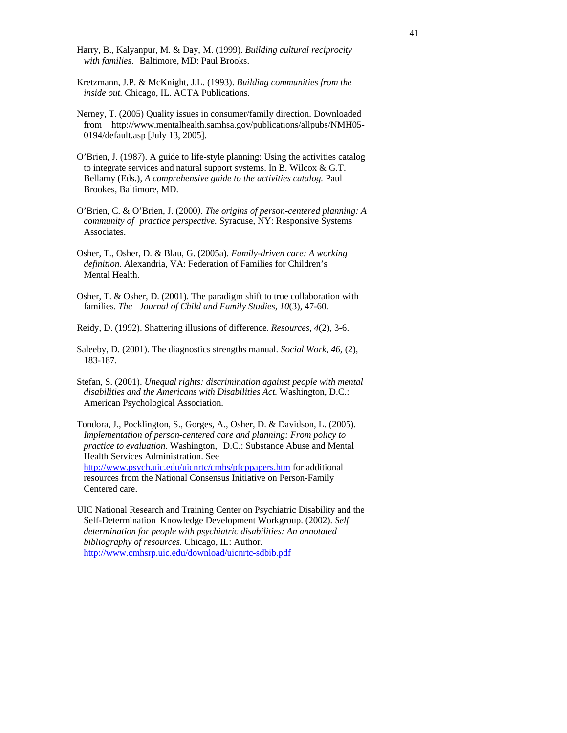Harry, B., Kalyanpur, M. & Day, M. (1999). *Building cultural reciprocity with families*. Baltimore, MD: Paul Brooks.

Kretzmann, J.P. & McKnight, J.L. (1993). *Building communities from the inside out.* Chicago, IL. ACTA Publications.

Nerney, T. (2005) Quality issues in consumer/family direction. Downloaded from http://www.mentalhealth.samhsa.gov/publications/allpubs/NMH05-0194/default.asp [July 13, 2005].

O'Brien, J. (1987). A guide to life-style planning: Using the activities catalog to integrate services and natural support systems. In B. Wilcox & G.T. Bellamy (Eds.), *A comprehensive guide to the activities catalog.* Paul Brookes, Baltimore, MD.

O'Brien, C. & O'Brien, J. (2000*). The origins of person-centered planning: A community of practice perspective.* Syracuse, NY: Responsive Systems Associates.

Osher, T., Osher, D. & Blau, G. (2005a). *Family-driven care: A working definition*. Alexandria, VA: Federation of Families for Children's Mental Health.

Osher, T. & Osher, D. (2001). The paradigm shift to true collaboration with families. *The Journal of Child and Family Studies, 10*(3), 47-60.

Reidy, D. (1992). Shattering illusions of difference. *Resources, 4*(2), 3-6.

Saleeby, D. (2001). The diagnostics strengths manual. *Social Work, 46,* (2), 183-187.

Stefan, S. (2001). *Unequal rights: discrimination against people with mental disabilities and the Americans with Disabilities Act.* Washington, D.C.: American Psychological Association.

Tondora, J., Pocklington, S., Gorges, A., Osher, D. & Davidson, L. (2005). *Implementation of person-centered care and planning: From policy to practice to evaluation.* Washington, D.C.: Substance Abuse and Mental Health Services Administration. See http://www.psych.uic.edu/uicnrtc/cmhs/pfcppapers.htm for additional resources from the National Consensus Initiative on Person-Family Centered care.

UIC National Research and Training Center on Psychiatric Disability and the Self-Determination Knowledge Development Workgroup. (2002). *Self determination for people with psychiatric disabilities: An annotated bibliography of resources.* Chicago, IL: Author. http://www.cmhsrp.uic.edu/download/uicnrtc-sdbib.pdf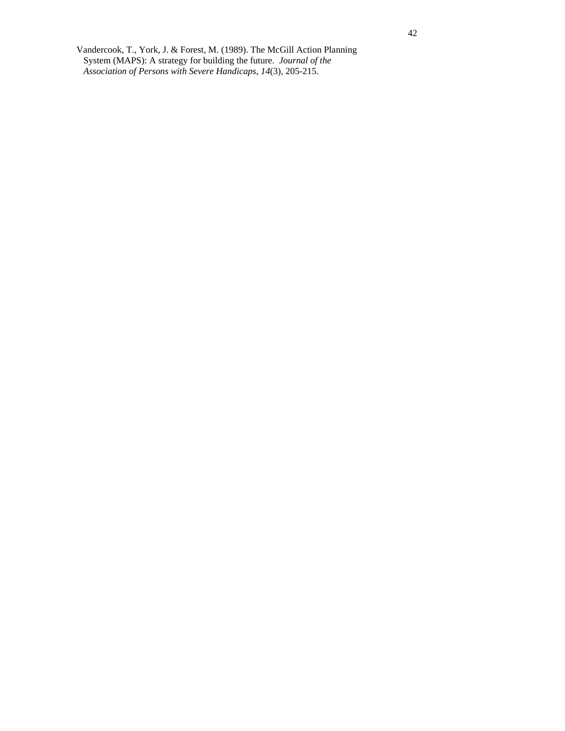Vandercook, T., York, J. & Forest, M. (1989). The McGill Action Planning System (MAPS): A strategy for building the future. *Journal of the Association of Persons with Severe Handicaps, 14*(3), 205-215.